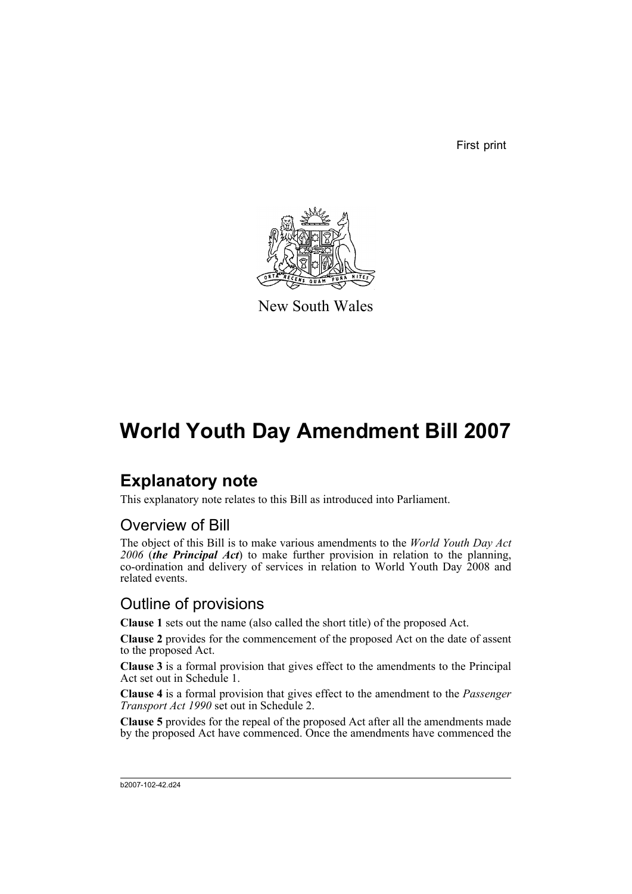First print

New South Wales

# World Youth Day Amendment Bill 2007

## Explanatory note

This explanatory note relates to this Bill as introduced into Parliament.

### Overview of Bill

The object of this Bill is to make various amendments to the *World Youth Day Act 2006* (***the Principal Act***) to make further provision in relation to the planning, co-ordination and delivery of services in relation to World Youth Day 2008 and related events.

### Outline of provisions

**Clause 1** sets out the name (also called the short title) of the proposed Act.

**Clause 2** provides for the commencement of the proposed Act on the date of assent to the proposed Act.

**Clause 3** is a formal provision that gives effect to the amendments to the Principal Act set out in Schedule 1.

**Clause 4** is a formal provision that gives effect to the amendment to the *Passenger Transport Act 1990* set out in Schedule 2.

**Clause 5** provides for the repeal of the proposed Act after all the amendments made by the proposed Act have commenced. Once the amendments have commenced the

b2007-102-42.d24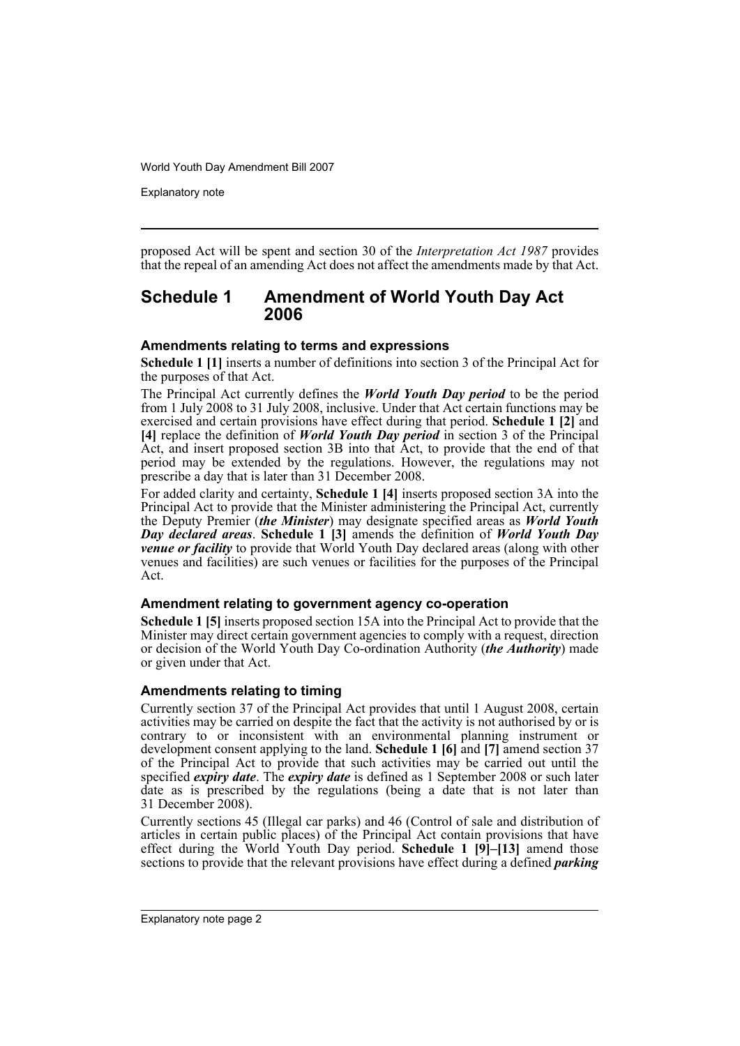proposed Act will be spent and section 30 of the *Interpretation Act 1987* provides that the repeal of an amending Act does not affect the amendments made by that Act.

## Schedule 1 Amendment of World Youth Day Act 2006

### Amendments relating to terms and expressions

**Schedule 1 [1]** inserts a number of definitions into section 3 of the Principal Act for the purposes of that Act.

The Principal Act currently defines the ***World Youth Day period*** to be the period from 1 July 2008 to 31 July 2008, inclusive. Under that Act certain functions may be exercised and certain provisions have effect during that period. **Schedule 1 [2]** and **[4]** replace the definition of ***World Youth Day period*** in section 3 of the Principal Act, and insert proposed section 3B into that Act, to provide that the end of that period may be extended by the regulations. However, the regulations may not prescribe a day that is later than 31 December 2008.

For added clarity and certainty, **Schedule 1 [4]** inserts proposed section 3A into the Principal Act to provide that the Minister administering the Principal Act, currently the Deputy Premier (***the Minister***) may designate specified areas as ***World Youth Day declared areas***. **Schedule 1 [3]** amends the definition of ***World Youth Day venue or facility*** to provide that World Youth Day declared areas (along with other venues and facilities) are such venues or facilities for the purposes of the Principal Act.

### Amendment relating to government agency co-operation

**Schedule 1 [5]** inserts proposed section 15A into the Principal Act to provide that the Minister may direct certain government agencies to comply with a request, direction or decision of the World Youth Day Co-ordination Authority (***the Authority***) made or given under that Act.

### Amendments relating to timing

Currently section 37 of the Principal Act provides that until 1 August 2008, certain activities may be carried on despite the fact that the activity is not authorised by or is contrary to or inconsistent with an environmental planning instrument or development consent applying to the land. **Schedule 1 [6]** and **[7]** amend section 37 of the Principal Act to provide that such activities may be carried out until the specified ***expiry date***. The ***expiry date*** is defined as 1 September 2008 or such later date as is prescribed by the regulations (being a date that is not later than 31 December 2008).

Currently sections 45 (Illegal car parks) and 46 (Control of sale and distribution of articles in certain public places) of the Principal Act contain provisions that have effect during the World Youth Day period. **Schedule 1 [9]–[13]** amend those sections to provide that the relevant provisions have effect during a defined ***parking***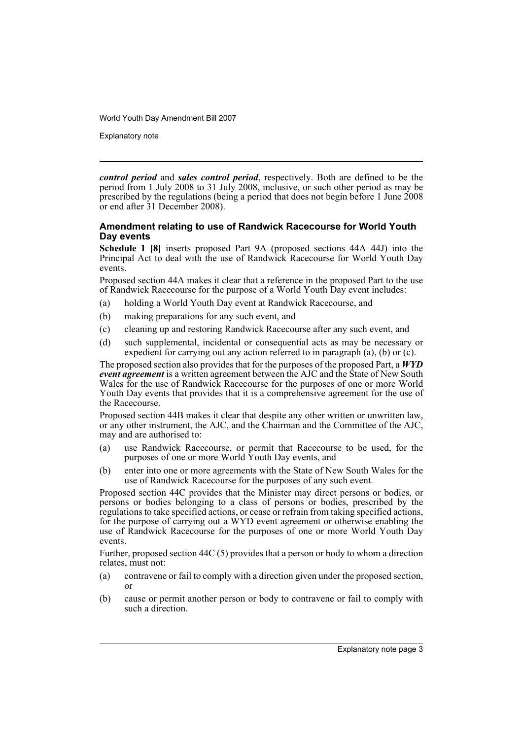***control period*** and ***sales control period***, respectively. Both are defined to be the period from 1 July 2008 to 31 July 2008, inclusive, or such other period as may be prescribed by the regulations (being a period that does not begin before 1 June 2008 or end after 31 December 2008).

### Amendment relating to use of Randwick Racecourse for World Youth Day events

**Schedule 1 [8]** inserts proposed Part 9A (proposed sections 44A–44J) into the Principal Act to deal with the use of Randwick Racecourse for World Youth Day events.

Proposed section 44A makes it clear that a reference in the proposed Part to the use of Randwick Racecourse for the purpose of a World Youth Day event includes:

(a) holding a World Youth Day event at Randwick Racecourse, and

(b) making preparations for any such event, and

(c) cleaning up and restoring Randwick Racecourse after any such event, and

(d) such supplemental, incidental or consequential acts as may be necessary or expedient for carrying out any action referred to in paragraph (a), (b) or (c).

The proposed section also provides that for the purposes of the proposed Part, a ***WYD event agreement*** is a written agreement between the AJC and the State of New South Wales for the use of Randwick Racecourse for the purposes of one or more World Youth Day events that provides that it is a comprehensive agreement for the use of the Racecourse.

Proposed section 44B makes it clear that despite any other written or unwritten law, or any other instrument, the AJC, and the Chairman and the Committee of the AJC, may and are authorised to:

(a) use Randwick Racecourse, or permit that Racecourse to be used, for the purposes of one or more World Youth Day events, and

(b) enter into one or more agreements with the State of New South Wales for the use of Randwick Racecourse for the purposes of any such event.

Proposed section 44C provides that the Minister may direct persons or bodies, or persons or bodies belonging to a class of persons or bodies, prescribed by the regulations to take specified actions, or cease or refrain from taking specified actions, for the purpose of carrying out a WYD event agreement or otherwise enabling the use of Randwick Racecourse for the purposes of one or more World Youth Day events.

Further, proposed section 44C (5) provides that a person or body to whom a direction relates, must not:

(a) contravene or fail to comply with a direction given under the proposed section, or

(b) cause or permit another person or body to contravene or fail to comply with such a direction.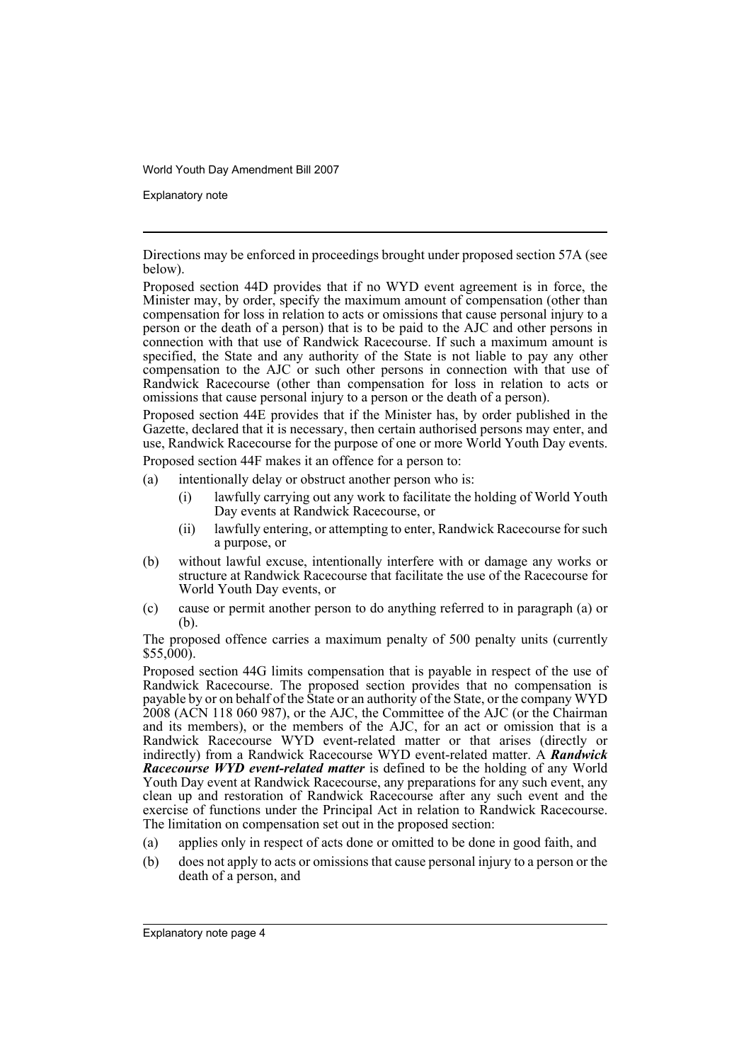Directions may be enforced in proceedings brought under proposed section 57A (see below).

Proposed section 44D provides that if no WYD event agreement is in force, the Minister may, by order, specify the maximum amount of compensation (other than compensation for loss in relation to acts or omissions that cause personal injury to a person or the death of a person) that is to be paid to the AJC and other persons in connection with that use of Randwick Racecourse. If such a maximum amount is specified, the State and any authority of the State is not liable to pay any other compensation to the AJC or such other persons in connection with that use of Randwick Racecourse (other than compensation for loss in relation to acts or omissions that cause personal injury to a person or the death of a person).

Proposed section 44E provides that if the Minister has, by order published in the Gazette, declared that it is necessary, then certain authorised persons may enter, and use, Randwick Racecourse for the purpose of one or more World Youth Day events.

Proposed section 44F makes it an offence for a person to:

(a) intentionally delay or obstruct another person who is:
  - (i) lawfully carrying out any work to facilitate the holding of World Youth Day events at Randwick Racecourse, or
  - (ii) lawfully entering, or attempting to enter, Randwick Racecourse for such a purpose, or

(b) without lawful excuse, intentionally interfere with or damage any works or structure at Randwick Racecourse that facilitate the use of the Racecourse for World Youth Day events, or

(c) cause or permit another person to do anything referred to in paragraph (a) or (b).

The proposed offence carries a maximum penalty of 500 penalty units (currently $55,000).

Proposed section 44G limits compensation that is payable in respect of the use of Randwick Racecourse. The proposed section provides that no compensation is payable by or on behalf of the State or an authority of the State, or the company WYD 2008 (ACN 118 060 987), or the AJC, the Committee of the AJC (or the Chairman and its members), or the members of the AJC, for an act or omission that is a Randwick Racecourse WYD event-related matter or that arises (directly or indirectly) from a Randwick Racecourse WYD event-related matter. A ***Randwick Racecourse WYD event-related matter*** is defined to be the holding of any World Youth Day event at Randwick Racecourse, any preparations for any such event, any clean up and restoration of Randwick Racecourse after any such event and the exercise of functions under the Principal Act in relation to Randwick Racecourse. The limitation on compensation set out in the proposed section:

(a) applies only in respect of acts done or omitted to be done in good faith, and

(b) does not apply to acts or omissions that cause personal injury to a person or the death of a person, and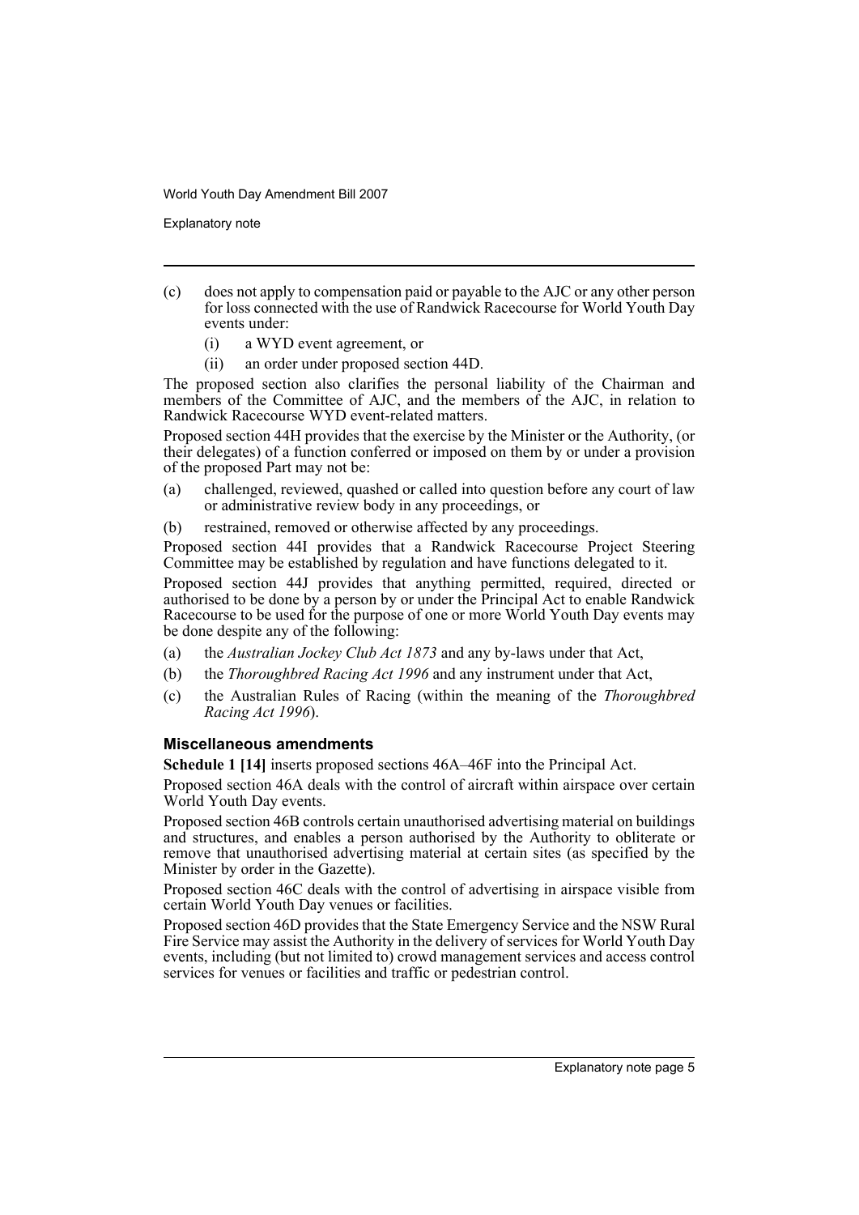(c) does not apply to compensation paid or payable to the AJC or any other person for loss connected with the use of Randwick Racecourse for World Youth Day events under:

  (i) a WYD event agreement, or

  (ii) an order under proposed section 44D.

The proposed section also clarifies the personal liability of the Chairman and members of the Committee of AJC, and the members of the AJC, in relation to Randwick Racecourse WYD event-related matters.

Proposed section 44H provides that the exercise by the Minister or the Authority, (or their delegates) of a function conferred or imposed on them by or under a provision of the proposed Part may not be:

(a) challenged, reviewed, quashed or called into question before any court of law or administrative review body in any proceedings, or

(b) restrained, removed or otherwise affected by any proceedings.

Proposed section 44I provides that a Randwick Racecourse Project Steering Committee may be established by regulation and have functions delegated to it.

Proposed section 44J provides that anything permitted, required, directed or authorised to be done by a person by or under the Principal Act to enable Randwick Racecourse to be used for the purpose of one or more World Youth Day events may be done despite any of the following:

(a) the *Australian Jockey Club Act 1873* and any by-laws under that Act,

(b) the *Thoroughbred Racing Act 1996* and any instrument under that Act,

(c) the Australian Rules of Racing (within the meaning of the *Thoroughbred Racing Act 1996*).

### Miscellaneous amendments

**Schedule 1 [14]** inserts proposed sections 46A–46F into the Principal Act.

Proposed section 46A deals with the control of aircraft within airspace over certain World Youth Day events.

Proposed section 46B controls certain unauthorised advertising material on buildings and structures, and enables a person authorised by the Authority to obliterate or remove that unauthorised advertising material at certain sites (as specified by the Minister by order in the Gazette).

Proposed section 46C deals with the control of advertising in airspace visible from certain World Youth Day venues or facilities.

Proposed section 46D provides that the State Emergency Service and the NSW Rural Fire Service may assist the Authority in the delivery of services for World Youth Day events, including (but not limited to) crowd management services and access control services for venues or facilities and traffic or pedestrian control.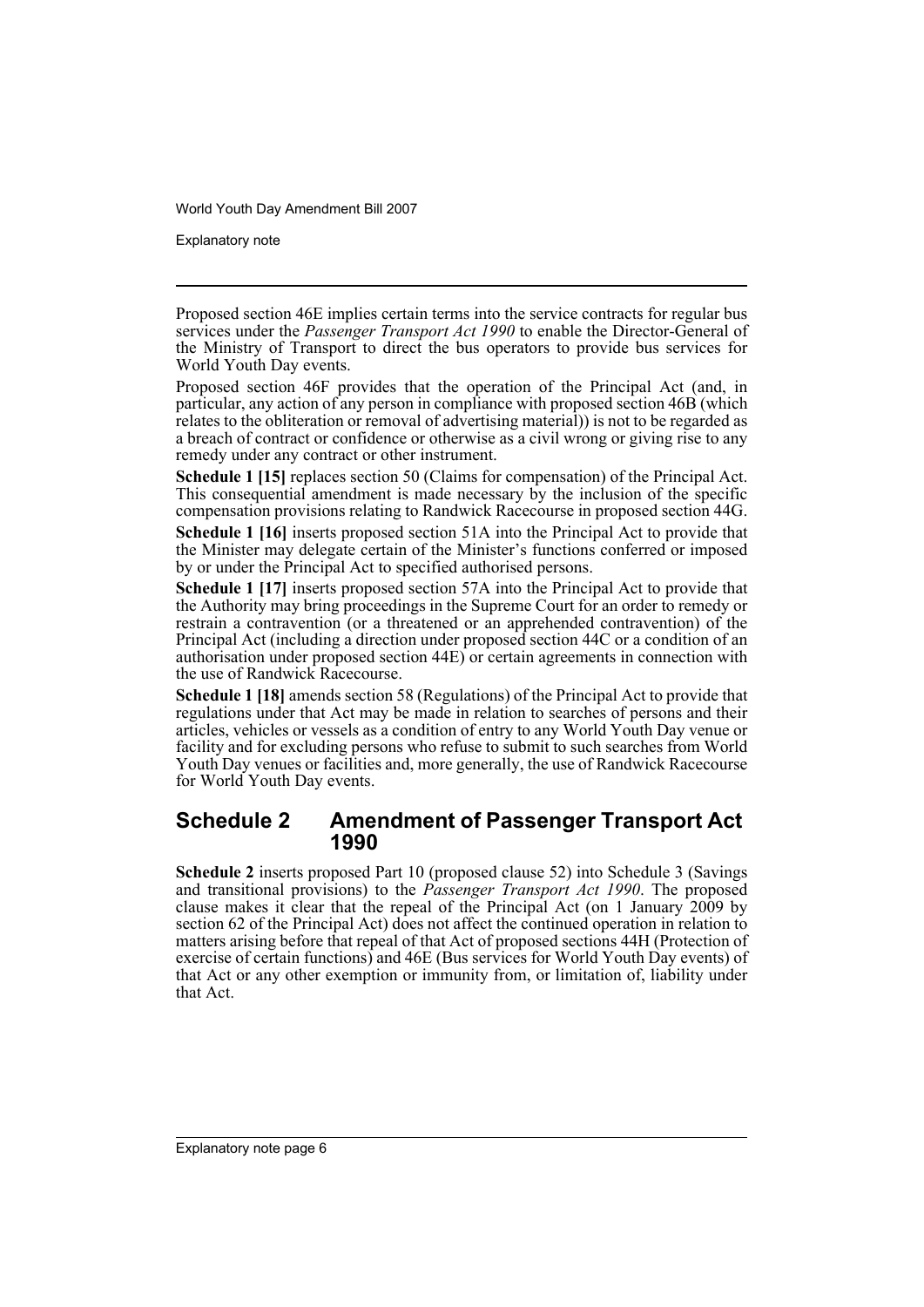Proposed section 46E implies certain terms into the service contracts for regular bus services under the *Passenger Transport Act 1990* to enable the Director-General of the Ministry of Transport to direct the bus operators to provide bus services for World Youth Day events.

Proposed section 46F provides that the operation of the Principal Act (and, in particular, any action of any person in compliance with proposed section 46B (which relates to the obliteration or removal of advertising material)) is not to be regarded as a breach of contract or confidence or otherwise as a civil wrong or giving rise to any remedy under any contract or other instrument.

**Schedule 1 [15]** replaces section 50 (Claims for compensation) of the Principal Act. This consequential amendment is made necessary by the inclusion of the specific compensation provisions relating to Randwick Racecourse in proposed section 44G.

**Schedule 1 [16]** inserts proposed section 51A into the Principal Act to provide that the Minister may delegate certain of the Minister's functions conferred or imposed by or under the Principal Act to specified authorised persons.

**Schedule 1 [17]** inserts proposed section 57A into the Principal Act to provide that the Authority may bring proceedings in the Supreme Court for an order to remedy or restrain a contravention (or a threatened or an apprehended contravention) of the Principal Act (including a direction under proposed section 44C or a condition of an authorisation under proposed section 44E) or certain agreements in connection with the use of Randwick Racecourse.

**Schedule 1 [18]** amends section 58 (Regulations) of the Principal Act to provide that regulations under that Act may be made in relation to searches of persons and their articles, vehicles or vessels as a condition of entry to any World Youth Day venue or facility and for excluding persons who refuse to submit to such searches from World Youth Day venues or facilities and, more generally, the use of Randwick Racecourse for World Youth Day events.

## Schedule 2 Amendment of Passenger Transport Act 1990

**Schedule 2** inserts proposed Part 10 (proposed clause 52) into Schedule 3 (Savings and transitional provisions) to the *Passenger Transport Act 1990*. The proposed clause makes it clear that the repeal of the Principal Act (on 1 January 2009 by section 62 of the Principal Act) does not affect the continued operation in relation to matters arising before that repeal of that Act of proposed sections 44H (Protection of exercise of certain functions) and 46E (Bus services for World Youth Day events) of that Act or any other exemption or immunity from, or limitation of, liability under that Act.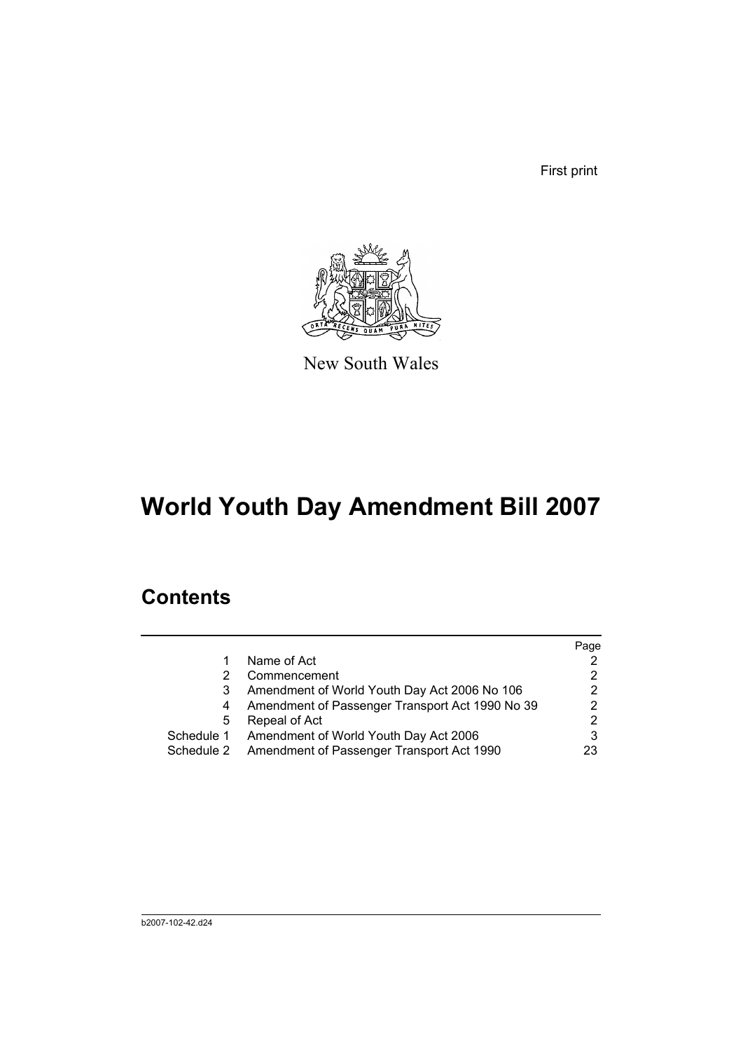First print

New South Wales

# World Youth Day Amendment Bill 2007

## Contents

| | | Page |
|---|---|---|
| 1 | Name of Act | 2 |
| 2 | Commencement | 2 |
| 3 | Amendment of World Youth Day Act 2006 No 106 | 2 |
| 4 | Amendment of Passenger Transport Act 1990 No 39 | 2 |
| 5 | Repeal of Act | 2 |
| Schedule 1 | Amendment of World Youth Day Act 2006 | 3 |
| Schedule 2 | Amendment of Passenger Transport Act 1990 | 23 |

b2007-102-42.d24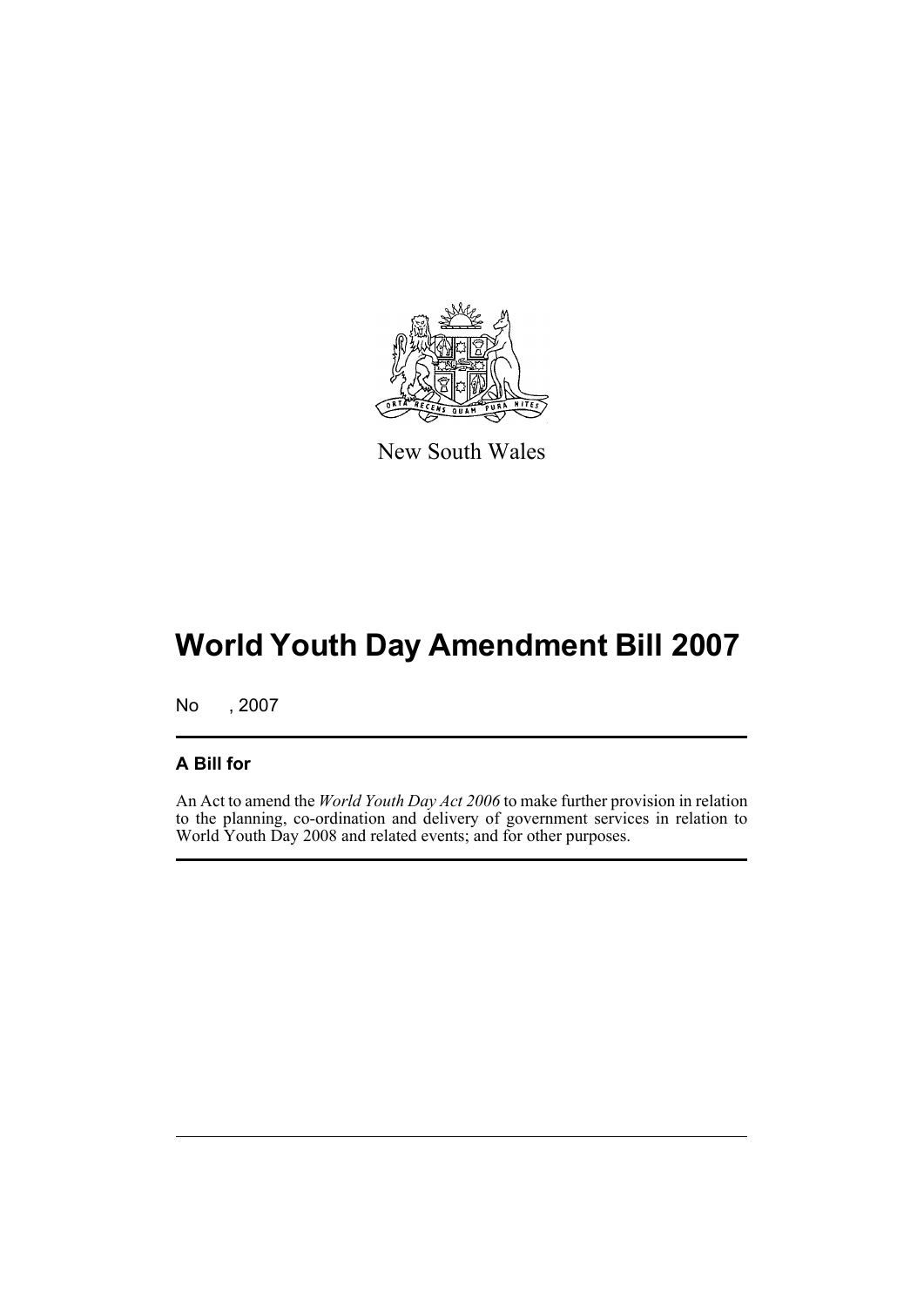New South Wales

# World Youth Day Amendment Bill 2007

No , 2007

## A Bill for

An Act to amend the *World Youth Day Act 2006* to make further provision in relation to the planning, co-ordination and delivery of government services in relation to World Youth Day 2008 and related events; and for other purposes.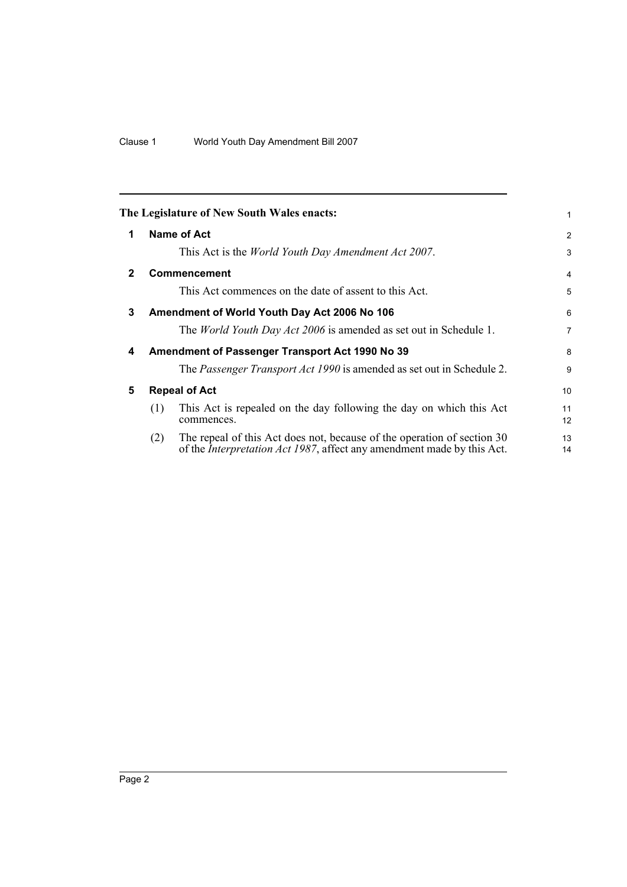The Legislature of New South Wales enacts:

**1 Name of Act**

This Act is the *World Youth Day Amendment Act 2007*.

**2 Commencement**

This Act commences on the date of assent to this Act.

**3 Amendment of World Youth Day Act 2006 No 106**

The *World Youth Day Act 2006* is amended as set out in Schedule 1.

**4 Amendment of Passenger Transport Act 1990 No 39**

The *Passenger Transport Act 1990* is amended as set out in Schedule 2.

**5 Repeal of Act**

(1) This Act is repealed on the day following the day on which this Act commences.

(2) The repeal of this Act does not, because of the operation of section 30 of the *Interpretation Act 1987*, affect any amendment made by this Act.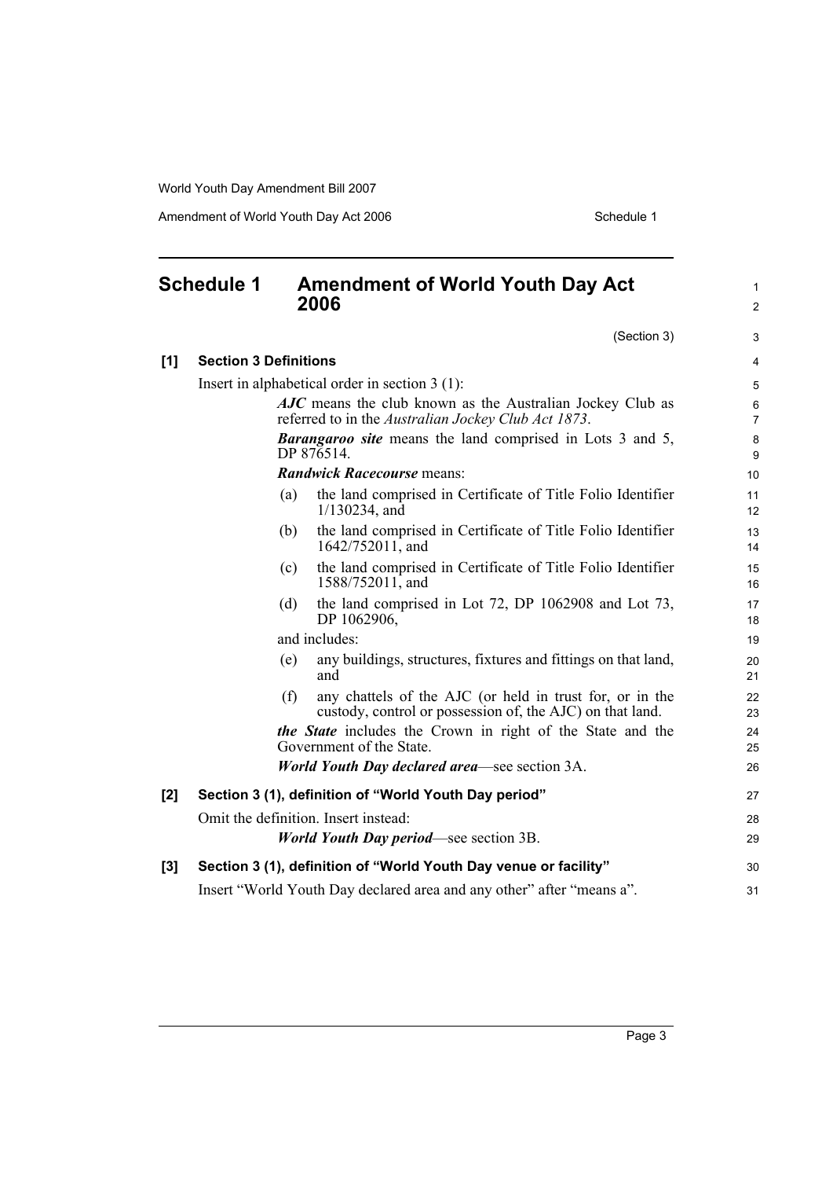## Schedule 1 Amendment of World Youth Day Act 2006

(Section 3)

**[1] Section 3 Definitions**

Insert in alphabetical order in section 3 (1):

***AJC*** means the club known as the Australian Jockey Club as referred to in the *Australian Jockey Club Act 1873*.

***Barangaroo site*** means the land comprised in Lots 3 and 5, DP 876514.

***Randwick Racecourse*** means:

(a) the land comprised in Certificate of Title Folio Identifier 1/130234, and

(b) the land comprised in Certificate of Title Folio Identifier 1642/752011, and

(c) the land comprised in Certificate of Title Folio Identifier 1588/752011, and

(d) the land comprised in Lot 72, DP 1062908 and Lot 73, DP 1062906,

and includes:

(e) any buildings, structures, fixtures and fittings on that land, and

(f) any chattels of the AJC (or held in trust for, or in the custody, control or possession of, the AJC) on that land.

***the State*** includes the Crown in right of the State and the Government of the State.

***World Youth Day declared area***—see section 3A.

**[2] Section 3 (1), definition of "World Youth Day period"**

Omit the definition. Insert instead:

***World Youth Day period***—see section 3B.

**[3] Section 3 (1), definition of "World Youth Day venue or facility"**

Insert "World Youth Day declared area and any other" after "means a".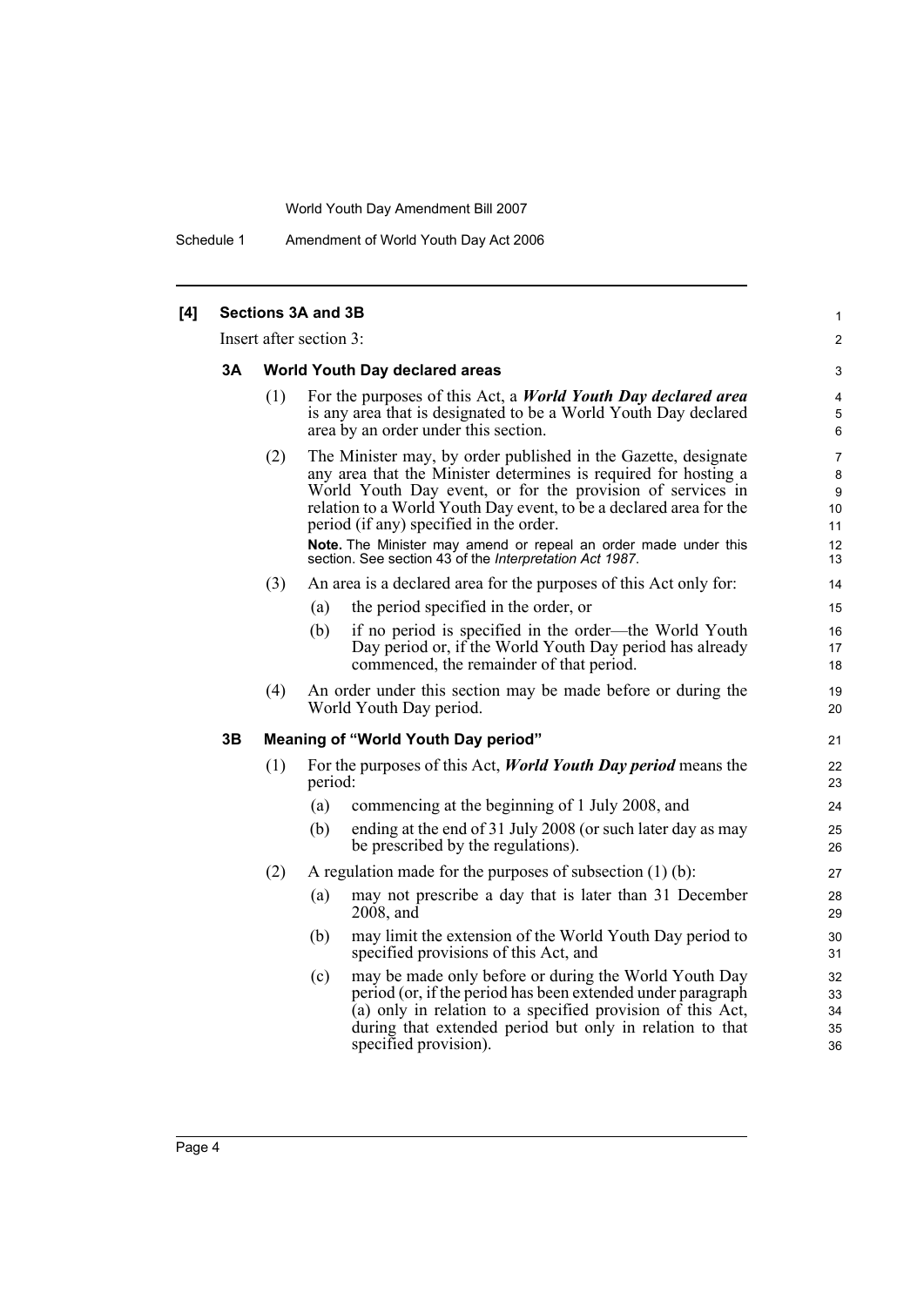## [4] Sections 3A and 3B

Insert after section 3:

### 3A World Youth Day declared areas

(1) For the purposes of this Act, a ***World Youth Day declared area*** is any area that is designated to be a World Youth Day declared area by an order under this section.

(2) The Minister may, by order published in the Gazette, designate any area that the Minister determines is required for hosting a World Youth Day event, or for the provision of services in relation to a World Youth Day event, to be a declared area for the period (if any) specified in the order.

**Note.** The Minister may amend or repeal an order made under this section. See section 43 of the *Interpretation Act 1987*.

(3) An area is a declared area for the purposes of this Act only for:

- (a) the period specified in the order, or
- (b) if no period is specified in the order—the World Youth Day period or, if the World Youth Day period has already commenced, the remainder of that period.

(4) An order under this section may be made before or during the World Youth Day period.

### 3B Meaning of "World Youth Day period"

(1) For the purposes of this Act, ***World Youth Day period*** means the period:

- (a) commencing at the beginning of 1 July 2008, and
- (b) ending at the end of 31 July 2008 (or such later day as may be prescribed by the regulations).

(2) A regulation made for the purposes of subsection (1) (b):

- (a) may not prescribe a day that is later than 31 December 2008, and
- (b) may limit the extension of the World Youth Day period to specified provisions of this Act, and
- (c) may be made only before or during the World Youth Day period (or, if the period has been extended under paragraph (a) only in relation to a specified provision of this Act, during that extended period but only in relation to that specified provision).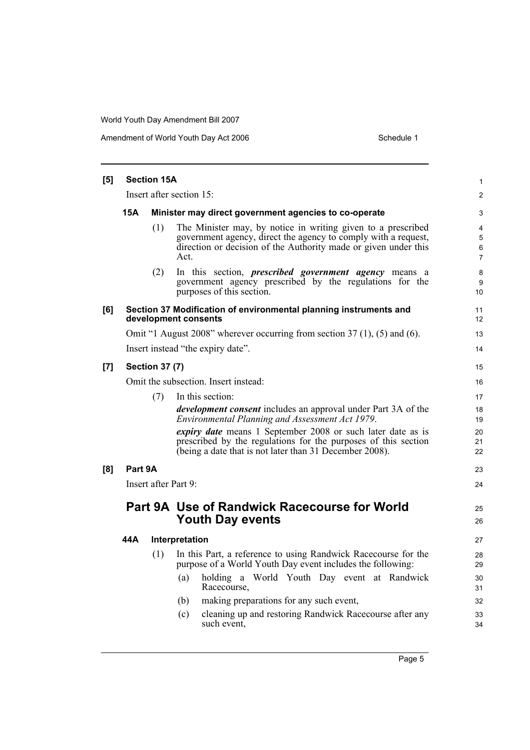**[5] Section 15A**

Insert after section 15:

**15A Minister may direct government agencies to co-operate**

(1) The Minister may, by notice in writing given to a prescribed government agency, direct the agency to comply with a request, direction or decision of the Authority made or given under this Act.

(2) In this section, ***prescribed government agency*** means a government agency prescribed by the regulations for the purposes of this section.

**[6] Section 37 Modification of environmental planning instruments and development consents**

Omit "1 August 2008" wherever occurring from section 37 (1), (5) and (6).

Insert instead "the expiry date".

**[7] Section 37 (7)**

Omit the subsection. Insert instead:

(7) In this section:

***development consent*** includes an approval under Part 3A of the *Environmental Planning and Assessment Act 1979*.

***expiry date*** means 1 September 2008 or such later date as is prescribed by the regulations for the purposes of this section (being a date that is not later than 31 December 2008).

**[8] Part 9A**

Insert after Part 9:

## Part 9A Use of Randwick Racecourse for World Youth Day events

**44A Interpretation**

(1) In this Part, a reference to using Randwick Racecourse for the purpose of a World Youth Day event includes the following:

(a) holding a World Youth Day event at Randwick Racecourse,

(b) making preparations for any such event,

(c) cleaning up and restoring Randwick Racecourse after any such event,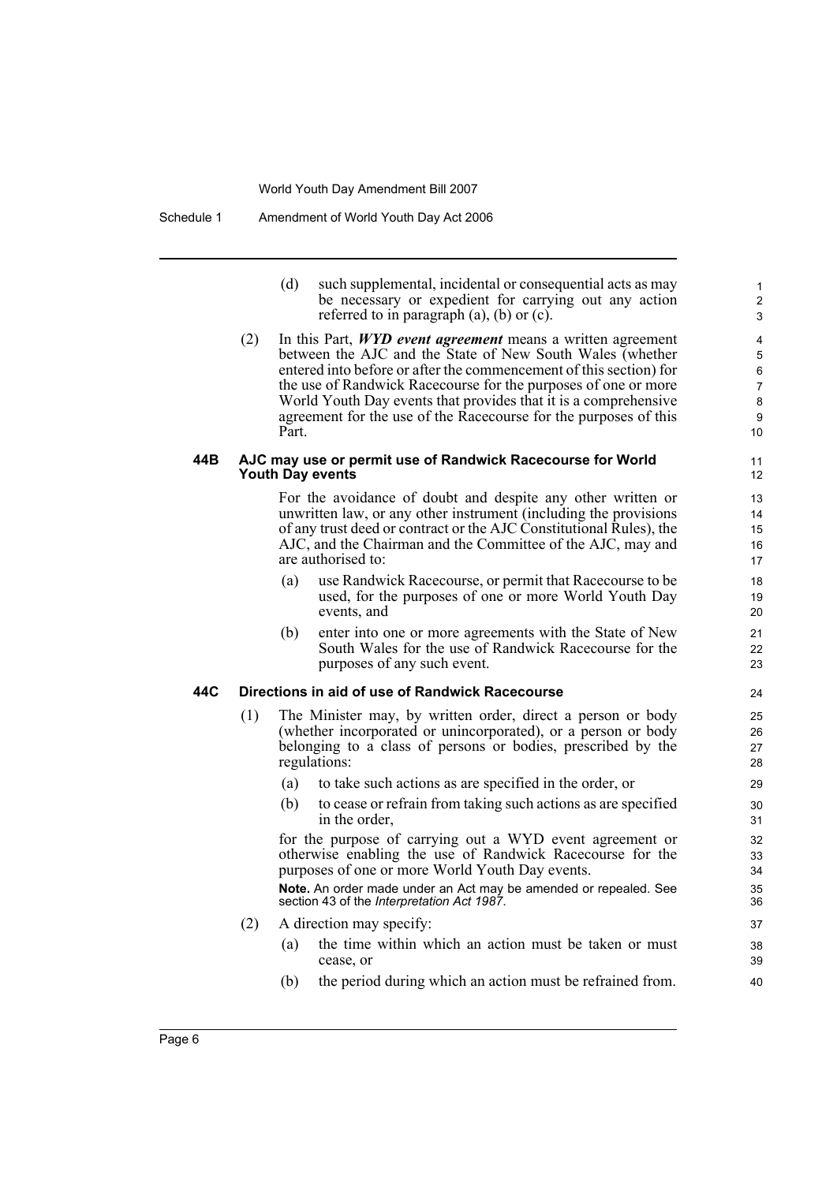(d) such supplemental, incidental or consequential acts as may be necessary or expedient for carrying out any action referred to in paragraph (a), (b) or (c).

(2) In this Part, ***WYD event agreement*** means a written agreement between the AJC and the State of New South Wales (whether entered into before or after the commencement of this section) for the use of Randwick Racecourse for the purposes of one or more World Youth Day events that provides that it is a comprehensive agreement for the use of the Racecourse for the purposes of this Part.

### 44B AJC may use or permit use of Randwick Racecourse for World Youth Day events

For the avoidance of doubt and despite any other written or unwritten law, or any other instrument (including the provisions of any trust deed or contract or the AJC Constitutional Rules), the AJC, and the Chairman and the Committee of the AJC, may and are authorised to:

(a) use Randwick Racecourse, or permit that Racecourse to be used, for the purposes of one or more World Youth Day events, and

(b) enter into one or more agreements with the State of New South Wales for the use of Randwick Racecourse for the purposes of any such event.

### 44C Directions in aid of use of Randwick Racecourse

(1) The Minister may, by written order, direct a person or body (whether incorporated or unincorporated), or a person or body belonging to a class of persons or bodies, prescribed by the regulations:

(a) to take such actions as are specified in the order, or

(b) to cease or refrain from taking such actions as are specified in the order,

for the purpose of carrying out a WYD event agreement or otherwise enabling the use of Randwick Racecourse for the purposes of one or more World Youth Day events.

**Note.** An order made under an Act may be amended or repealed. See section 43 of the *Interpretation Act 1987*.

(2) A direction may specify:

(a) the time within which an action must be taken or must cease, or

(b) the period during which an action must be refrained from.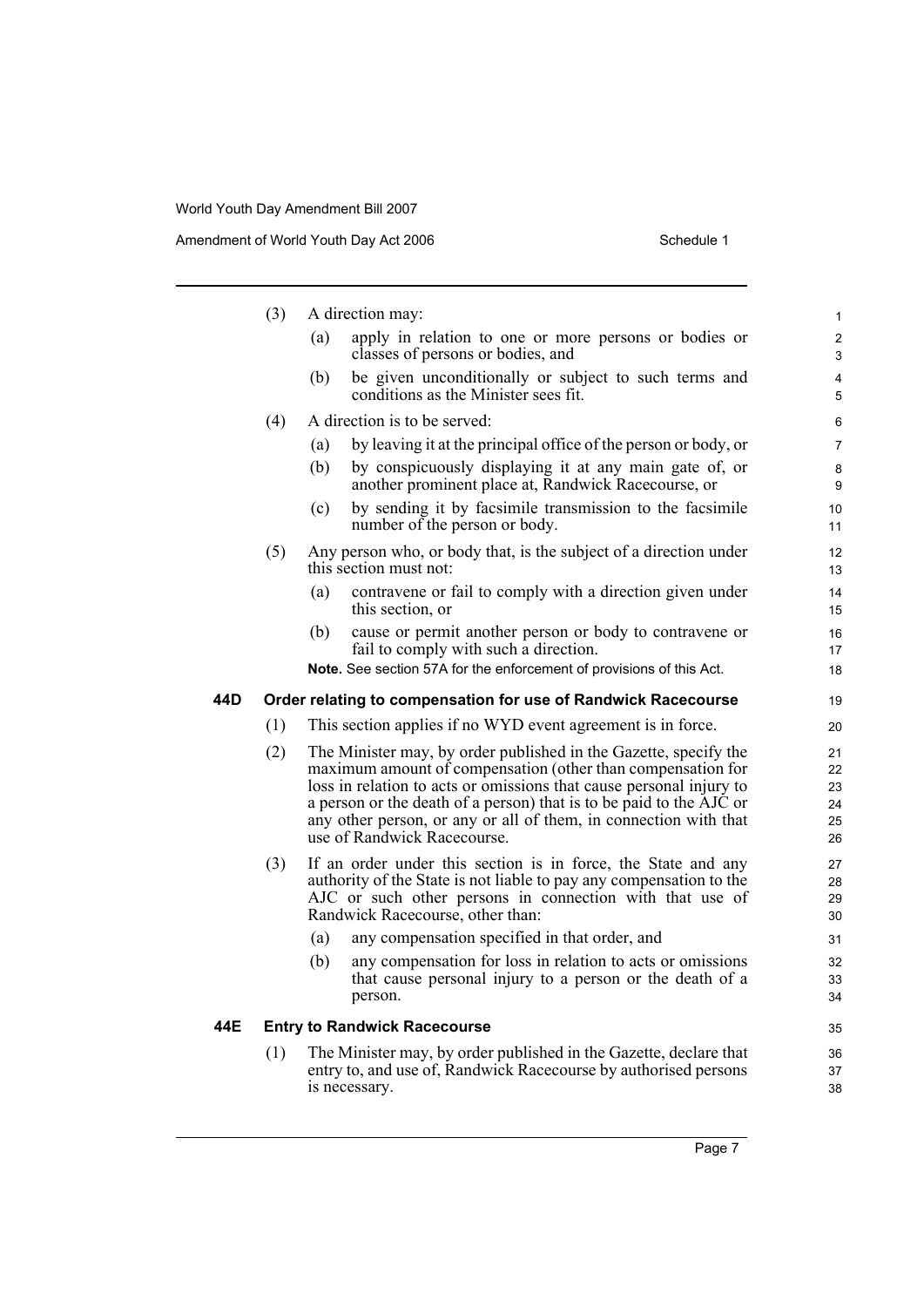(3) A direction may:

(a) apply in relation to one or more persons or bodies or classes of persons or bodies, and

(b) be given unconditionally or subject to such terms and conditions as the Minister sees fit.

(4) A direction is to be served:

(a) by leaving it at the principal office of the person or body, or

(b) by conspicuously displaying it at any main gate of, or another prominent place at, Randwick Racecourse, or

(c) by sending it by facsimile transmission to the facsimile number of the person or body.

(5) Any person who, or body that, is the subject of a direction under this section must not:

(a) contravene or fail to comply with a direction given under this section, or

(b) cause or permit another person or body to contravene or fail to comply with such a direction.

**Note.** See section 57A for the enforcement of provisions of this Act.

### 44D Order relating to compensation for use of Randwick Racecourse

(1) This section applies if no WYD event agreement is in force.

(2) The Minister may, by order published in the Gazette, specify the maximum amount of compensation (other than compensation for loss in relation to acts or omissions that cause personal injury to a person or the death of a person) that is to be paid to the AJC or any other person, or any or all of them, in connection with that use of Randwick Racecourse.

(3) If an order under this section is in force, the State and any authority of the State is not liable to pay any compensation to the AJC or such other persons in connection with that use of Randwick Racecourse, other than:

(a) any compensation specified in that order, and

(b) any compensation for loss in relation to acts or omissions that cause personal injury to a person or the death of a person.

### 44E Entry to Randwick Racecourse

(1) The Minister may, by order published in the Gazette, declare that entry to, and use of, Randwick Racecourse by authorised persons is necessary.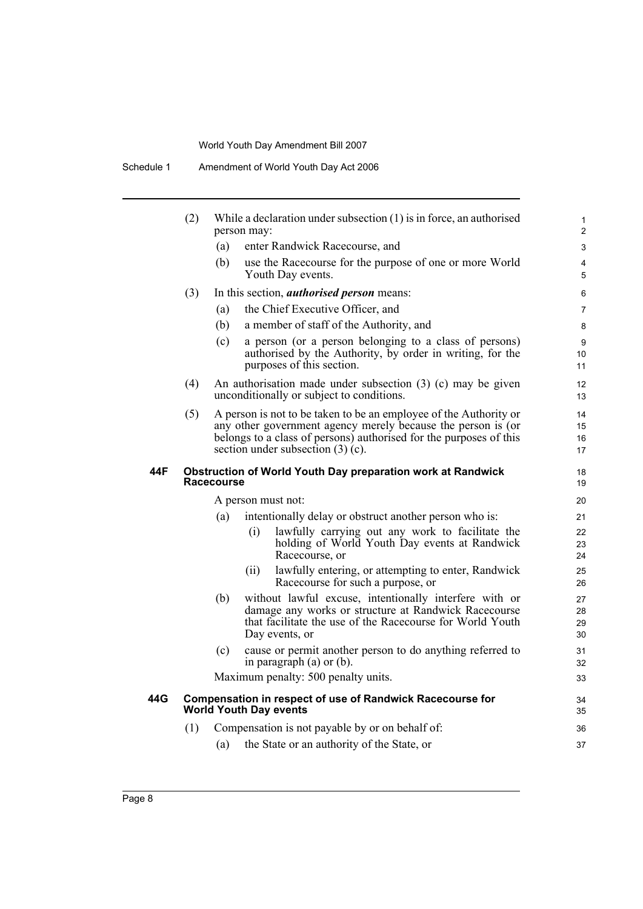(2) While a declaration under subsection (1) is in force, an authorised person may:

(a) enter Randwick Racecourse, and

(b) use the Racecourse for the purpose of one or more World Youth Day events.

(3) In this section, ***authorised person*** means:

(a) the Chief Executive Officer, and

(b) a member of staff of the Authority, and

(c) a person (or a person belonging to a class of persons) authorised by the Authority, by order in writing, for the purposes of this section.

(4) An authorisation made under subsection (3) (c) may be given unconditionally or subject to conditions.

(5) A person is not to be taken to be an employee of the Authority or any other government agency merely because the person is (or belongs to a class of persons) authorised for the purposes of this section under subsection (3) (c).

### 44F Obstruction of World Youth Day preparation work at Randwick Racecourse

A person must not:

(a) intentionally delay or obstruct another person who is:

(i) lawfully carrying out any work to facilitate the holding of World Youth Day events at Randwick Racecourse, or

(ii) lawfully entering, or attempting to enter, Randwick Racecourse for such a purpose, or

(b) without lawful excuse, intentionally interfere with or damage any works or structure at Randwick Racecourse that facilitate the use of the Racecourse for World Youth Day events, or

(c) cause or permit another person to do anything referred to in paragraph (a) or (b).

Maximum penalty: 500 penalty units.

### 44G Compensation in respect of use of Randwick Racecourse for World Youth Day events

(1) Compensation is not payable by or on behalf of:

(a) the State or an authority of the State, or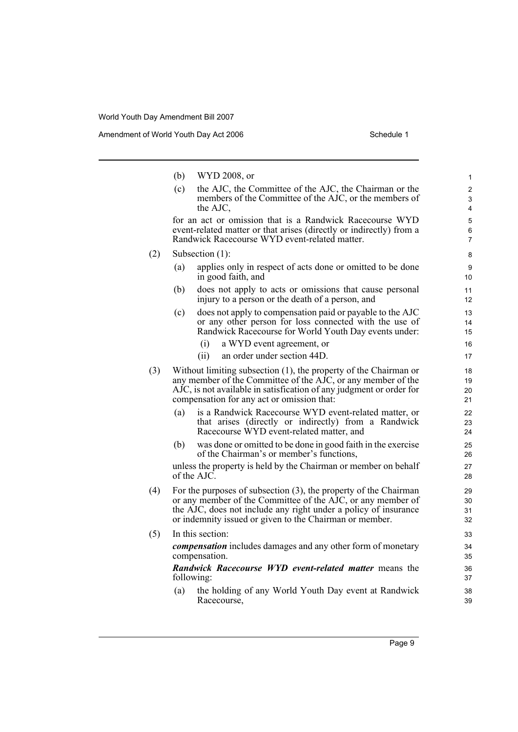(b) WYD 2008, or

(c) the AJC, the Committee of the AJC, the Chairman or the members of the Committee of the AJC, or the members of the AJC,

for an act or omission that is a Randwick Racecourse WYD event-related matter or that arises (directly or indirectly) from a Randwick Racecourse WYD event-related matter.

(2) Subsection (1):

(a) applies only in respect of acts done or omitted to be done in good faith, and

(b) does not apply to acts or omissions that cause personal injury to a person or the death of a person, and

(c) does not apply to compensation paid or payable to the AJC or any other person for loss connected with the use of Randwick Racecourse for World Youth Day events under:

(i) a WYD event agreement, or

(ii) an order under section 44D.

(3) Without limiting subsection (1), the property of the Chairman or any member of the Committee of the AJC, or any member of the AJC, is not available in satisfication of any judgment or order for compensation for any act or omission that:

(a) is a Randwick Racecourse WYD event-related matter, or that arises (directly or indirectly) from a Randwick Racecourse WYD event-related matter, and

(b) was done or omitted to be done in good faith in the exercise of the Chairman's or member's functions,

unless the property is held by the Chairman or member on behalf of the AJC.

(4) For the purposes of subsection (3), the property of the Chairman or any member of the Committee of the AJC, or any member of the AJC, does not include any right under a policy of insurance or indemnity issued or given to the Chairman or member.

(5) In this section:

***compensation*** includes damages and any other form of monetary compensation.

***Randwick Racecourse WYD event-related matter*** means the following:

(a) the holding of any World Youth Day event at Randwick Racecourse,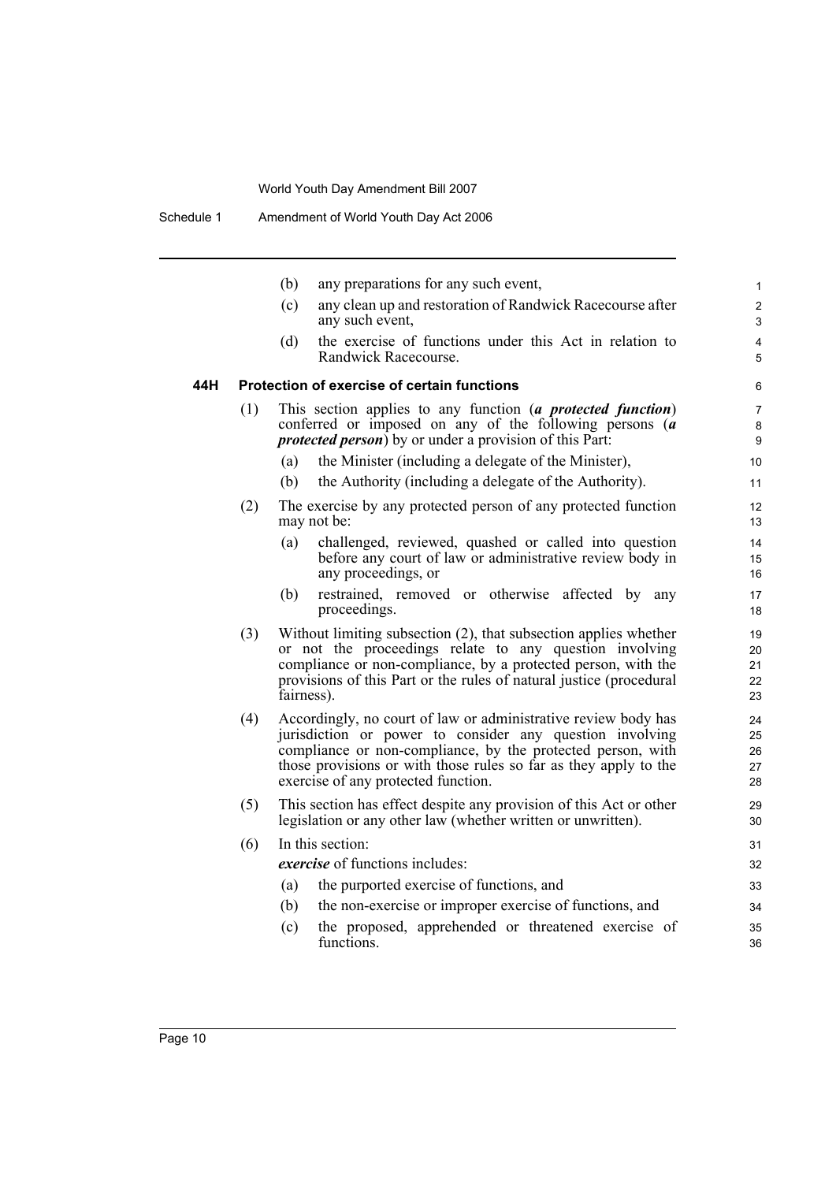(b) any preparations for any such event,

(c) any clean up and restoration of Randwick Racecourse after any such event,

(d) the exercise of functions under this Act in relation to Randwick Racecourse.

### 44H Protection of exercise of certain functions

(1) This section applies to any function (***a protected function***) conferred or imposed on any of the following persons (***a protected person***) by or under a provision of this Part:

(a) the Minister (including a delegate of the Minister),

(b) the Authority (including a delegate of the Authority).

(2) The exercise by any protected person of any protected function may not be:

(a) challenged, reviewed, quashed or called into question before any court of law or administrative review body in any proceedings, or

(b) restrained, removed or otherwise affected by any proceedings.

(3) Without limiting subsection (2), that subsection applies whether or not the proceedings relate to any question involving compliance or non-compliance, by a protected person, with the provisions of this Part or the rules of natural justice (procedural fairness).

(4) Accordingly, no court of law or administrative review body has jurisdiction or power to consider any question involving compliance or non-compliance, by the protected person, with those provisions or with those rules so far as they apply to the exercise of any protected function.

(5) This section has effect despite any provision of this Act or other legislation or any other law (whether written or unwritten).

(6) In this section:

***exercise*** of functions includes:

(a) the purported exercise of functions, and

(b) the non-exercise or improper exercise of functions, and

(c) the proposed, apprehended or threatened exercise of functions.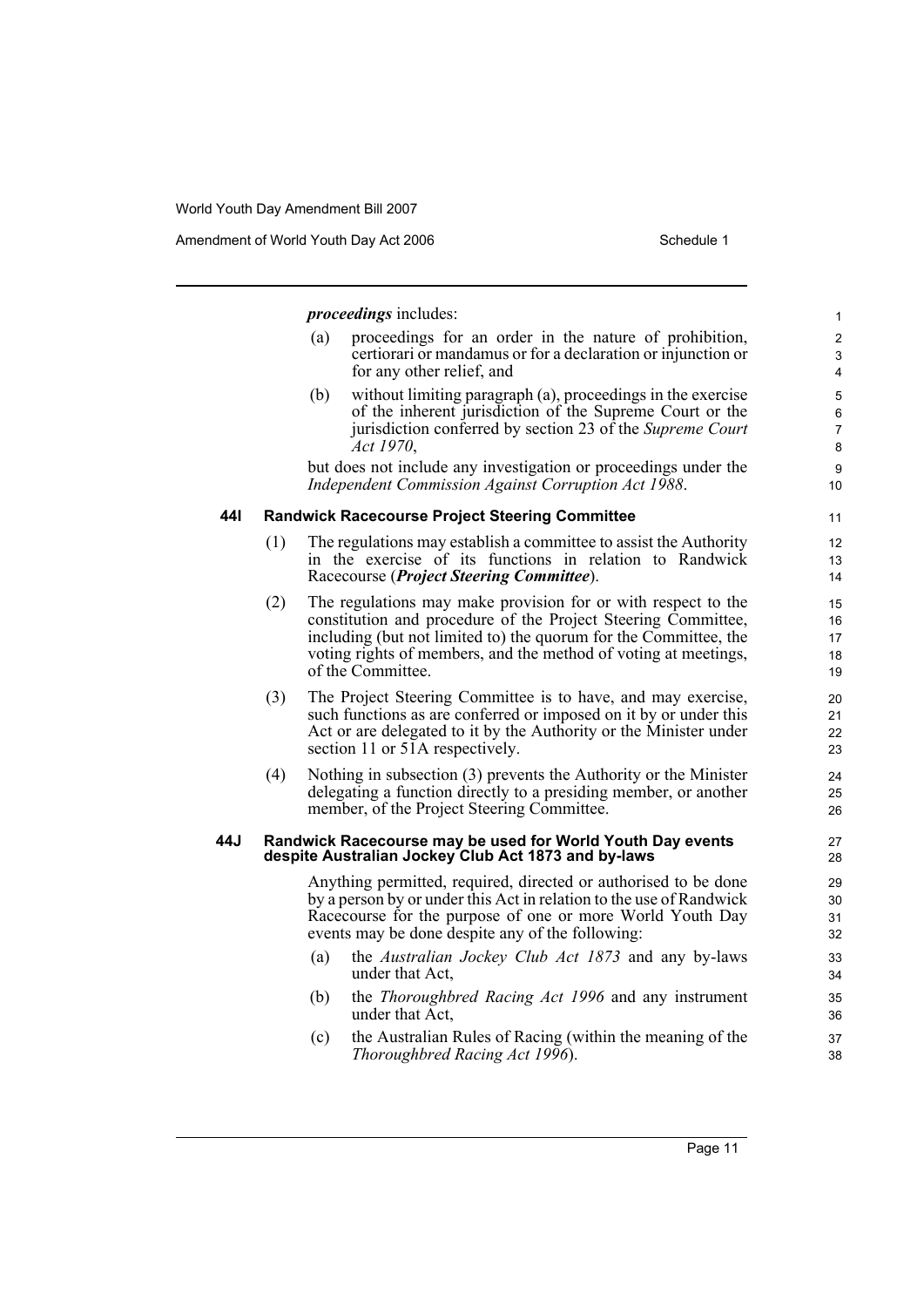*proceedings* includes:

(a) proceedings for an order in the nature of prohibition, certiorari or mandamus or for a declaration or injunction or for any other relief, and

(b) without limiting paragraph (a), proceedings in the exercise of the inherent jurisdiction of the Supreme Court or the jurisdiction conferred by section 23 of the *Supreme Court Act 1970*,

but does not include any investigation or proceedings under the *Independent Commission Against Corruption Act 1988*.

### 44I Randwick Racecourse Project Steering Committee

(1) The regulations may establish a committee to assist the Authority in the exercise of its functions in relation to Randwick Racecourse (***Project Steering Committee***).

(2) The regulations may make provision for or with respect to the constitution and procedure of the Project Steering Committee, including (but not limited to) the quorum for the Committee, the voting rights of members, and the method of voting at meetings, of the Committee.

(3) The Project Steering Committee is to have, and may exercise, such functions as are conferred or imposed on it by or under this Act or are delegated to it by the Authority or the Minister under section 11 or 51A respectively.

(4) Nothing in subsection (3) prevents the Authority or the Minister delegating a function directly to a presiding member, or another member, of the Project Steering Committee.

### 44J Randwick Racecourse may be used for World Youth Day events despite Australian Jockey Club Act 1873 and by-laws

Anything permitted, required, directed or authorised to be done by a person by or under this Act in relation to the use of Randwick Racecourse for the purpose of one or more World Youth Day events may be done despite any of the following:

(a) the *Australian Jockey Club Act 1873* and any by-laws under that Act,

(b) the *Thoroughbred Racing Act 1996* and any instrument under that Act,

(c) the Australian Rules of Racing (within the meaning of the *Thoroughbred Racing Act 1996*).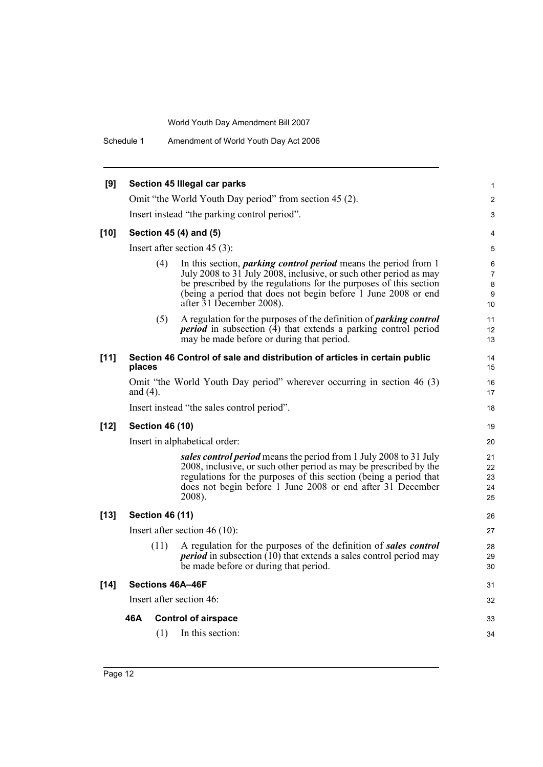**[9] Section 45 Illegal car parks**

Omit "the World Youth Day period" from section 45 (2).

Insert instead "the parking control period".

**[10] Section 45 (4) and (5)**

Insert after section 45 (3):

(4) In this section, ***parking control period*** means the period from 1 July 2008 to 31 July 2008, inclusive, or such other period as may be prescribed by the regulations for the purposes of this section (being a period that does not begin before 1 June 2008 or end after 31 December 2008).

(5) A regulation for the purposes of the definition of ***parking control period*** in subsection (4) that extends a parking control period may be made before or during that period.

**[11] Section 46 Control of sale and distribution of articles in certain public places**

Omit "the World Youth Day period" wherever occurring in section 46 (3) and (4).

Insert instead "the sales control period".

**[12] Section 46 (10)**

Insert in alphabetical order:

***sales control period*** means the period from 1 July 2008 to 31 July 2008, inclusive, or such other period as may be prescribed by the regulations for the purposes of this section (being a period that does not begin before 1 June 2008 or end after 31 December 2008).

**[13] Section 46 (11)**

Insert after section 46 (10):

(11) A regulation for the purposes of the definition of ***sales control period*** in subsection (10) that extends a sales control period may be made before or during that period.

**[14] Sections 46A–46F**

Insert after section 46:

**46A Control of airspace**

(1) In this section: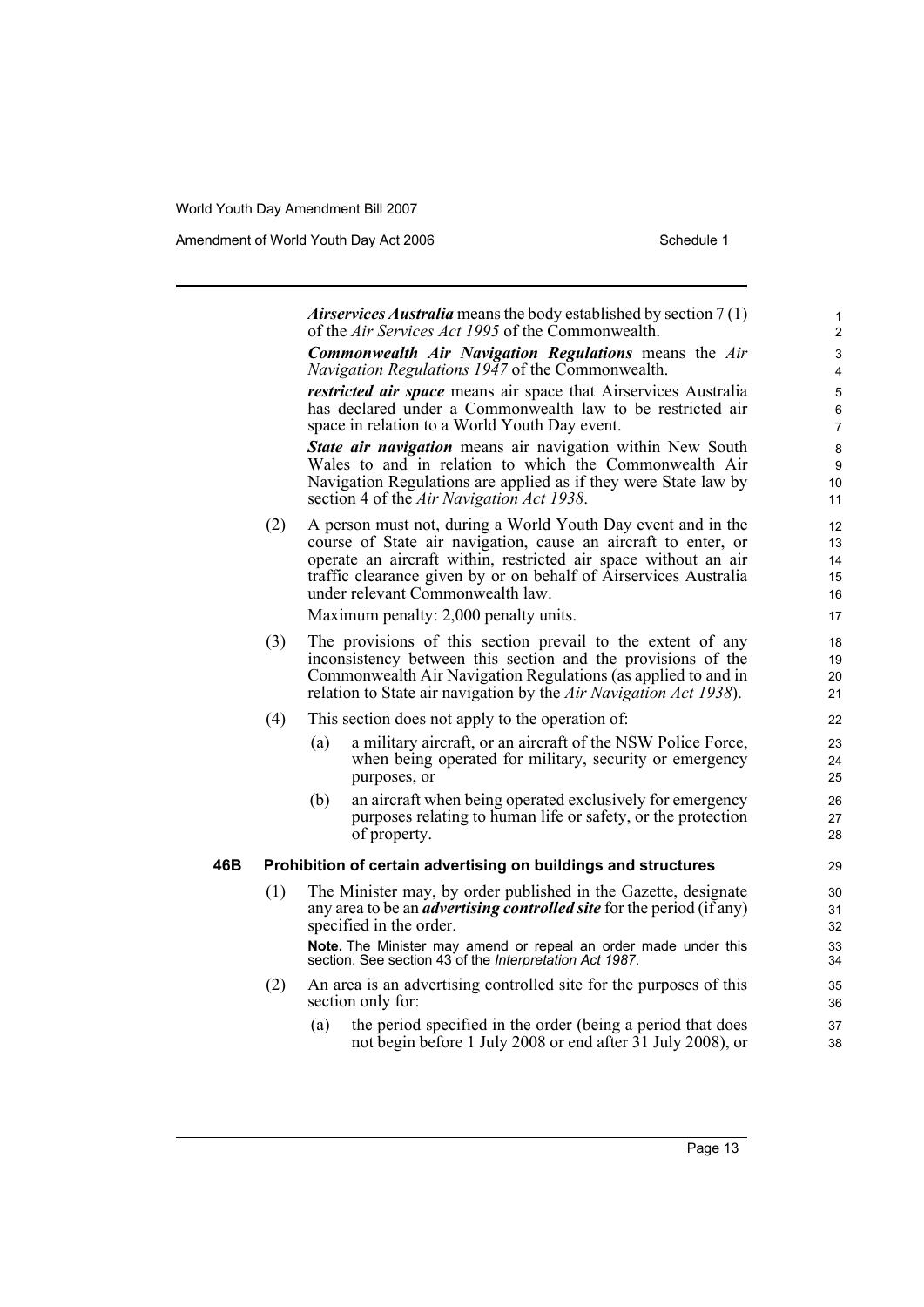***Airservices Australia*** means the body established by section 7 (1) of the *Air Services Act 1995* of the Commonwealth.

***Commonwealth Air Navigation Regulations*** means the *Air Navigation Regulations 1947* of the Commonwealth.

***restricted air space*** means air space that Airservices Australia has declared under a Commonwealth law to be restricted air space in relation to a World Youth Day event.

***State air navigation*** means air navigation within New South Wales to and in relation to which the Commonwealth Air Navigation Regulations are applied as if they were State law by section 4 of the *Air Navigation Act 1938*.

(2) A person must not, during a World Youth Day event and in the course of State air navigation, cause an aircraft to enter, or operate an aircraft within, restricted air space without an air traffic clearance given by or on behalf of Airservices Australia under relevant Commonwealth law.

Maximum penalty: 2,000 penalty units.

(3) The provisions of this section prevail to the extent of any inconsistency between this section and the provisions of the Commonwealth Air Navigation Regulations (as applied to and in relation to State air navigation by the *Air Navigation Act 1938*).

(4) This section does not apply to the operation of:

(a) a military aircraft, or an aircraft of the NSW Police Force, when being operated for military, security or emergency purposes, or

(b) an aircraft when being operated exclusively for emergency purposes relating to human life or safety, or the protection of property.

**46B Prohibition of certain advertising on buildings and structures**

(1) The Minister may, by order published in the Gazette, designate any area to be an ***advertising controlled site*** for the period (if any) specified in the order.

**Note.** The Minister may amend or repeal an order made under this section. See section 43 of the *Interpretation Act 1987*.

(2) An area is an advertising controlled site for the purposes of this section only for:

(a) the period specified in the order (being a period that does not begin before 1 July 2008 or end after 31 July 2008), or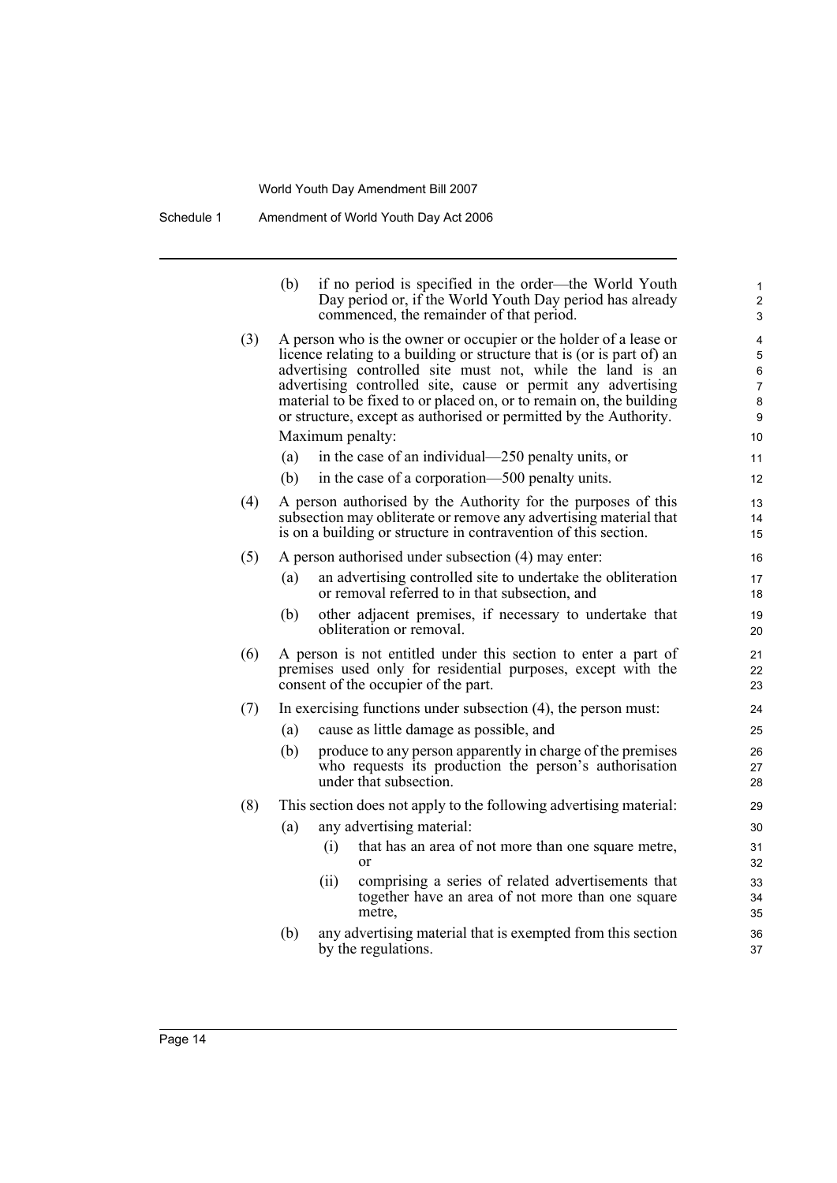(b) if no period is specified in the order—the World Youth Day period or, if the World Youth Day period has already commenced, the remainder of that period.

(3) A person who is the owner or occupier or the holder of a lease or licence relating to a building or structure that is (or is part of) an advertising controlled site must not, while the land is an advertising controlled site, cause or permit any advertising material to be fixed to or placed on, or to remain on, the building or structure, except as authorised or permitted by the Authority.

Maximum penalty:

(a) in the case of an individual—250 penalty units, or

(b) in the case of a corporation—500 penalty units.

(4) A person authorised by the Authority for the purposes of this subsection may obliterate or remove any advertising material that is on a building or structure in contravention of this section.

(5) A person authorised under subsection (4) may enter:

(a) an advertising controlled site to undertake the obliteration or removal referred to in that subsection, and

(b) other adjacent premises, if necessary to undertake that obliteration or removal.

(6) A person is not entitled under this section to enter a part of premises used only for residential purposes, except with the consent of the occupier of the part.

(7) In exercising functions under subsection (4), the person must:

(a) cause as little damage as possible, and

(b) produce to any person apparently in charge of the premises who requests its production the person's authorisation under that subsection.

(8) This section does not apply to the following advertising material:

(a) any advertising material:

(i) that has an area of not more than one square metre, or

(ii) comprising a series of related advertisements that together have an area of not more than one square metre,

(b) any advertising material that is exempted from this section by the regulations.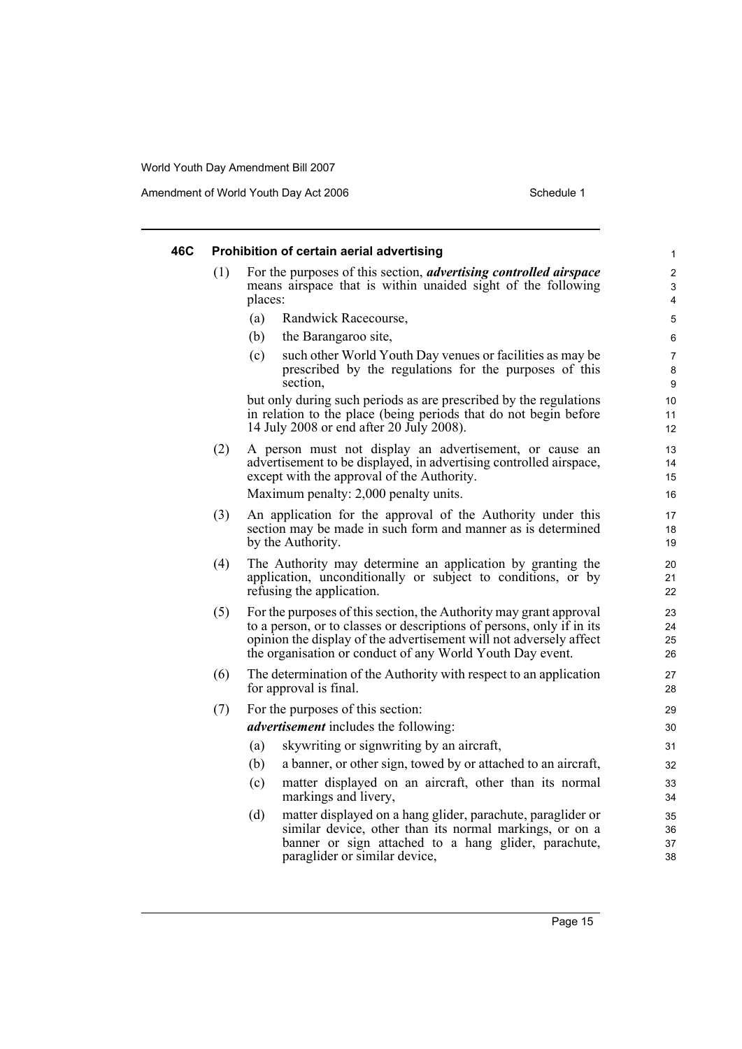### 46C Prohibition of certain aerial advertising

(1) For the purposes of this section, ***advertising controlled airspace*** means airspace that is within unaided sight of the following places:

- (a) Randwick Racecourse,
- (b) the Barangaroo site,
- (c) such other World Youth Day venues or facilities as may be prescribed by the regulations for the purposes of this section,

but only during such periods as are prescribed by the regulations in relation to the place (being periods that do not begin before 14 July 2008 or end after 20 July 2008).

(2) A person must not display an advertisement, or cause an advertisement to be displayed, in advertising controlled airspace, except with the approval of the Authority.

Maximum penalty: 2,000 penalty units.

(3) An application for the approval of the Authority under this section may be made in such form and manner as is determined by the Authority.

(4) The Authority may determine an application by granting the application, unconditionally or subject to conditions, or by refusing the application.

(5) For the purposes of this section, the Authority may grant approval to a person, or to classes or descriptions of persons, only if in its opinion the display of the advertisement will not adversely affect the organisation or conduct of any World Youth Day event.

(6) The determination of the Authority with respect to an application for approval is final.

(7) For the purposes of this section:

***advertisement*** includes the following:

- (a) skywriting or signwriting by an aircraft,
- (b) a banner, or other sign, towed by or attached to an aircraft,
- (c) matter displayed on an aircraft, other than its normal markings and livery,
- (d) matter displayed on a hang glider, parachute, paraglider or similar device, other than its normal markings, or on a banner or sign attached to a hang glider, parachute, paraglider or similar device,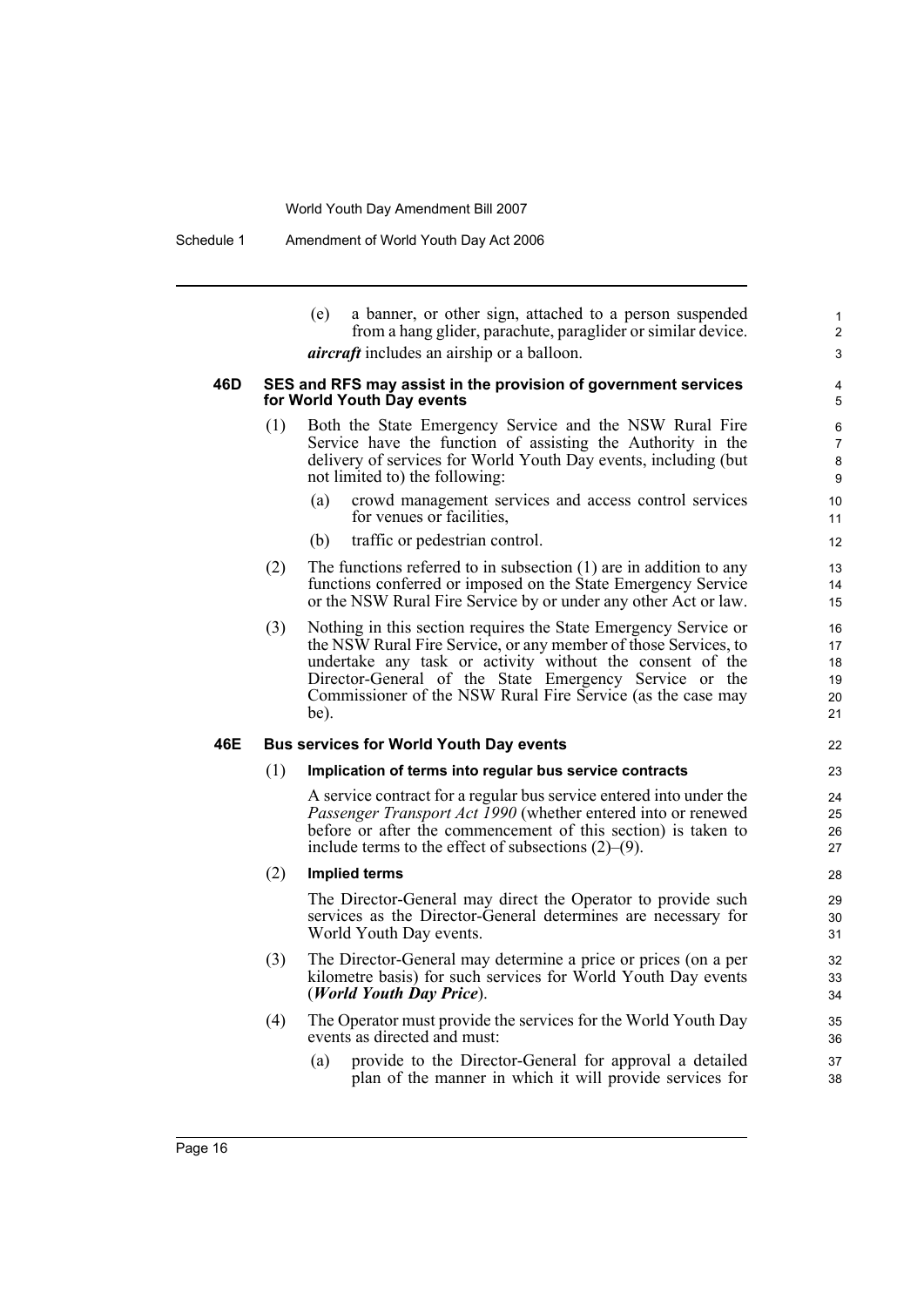(e) a banner, or other sign, attached to a person suspended from a hang glider, parachute, paraglider or similar device.

***aircraft*** includes an airship or a balloon.

### 46D SES and RFS may assist in the provision of government services for World Youth Day events

(1) Both the State Emergency Service and the NSW Rural Fire Service have the function of assisting the Authority in the delivery of services for World Youth Day events, including (but not limited to) the following:

(a) crowd management services and access control services for venues or facilities,

(b) traffic or pedestrian control.

(2) The functions referred to in subsection (1) are in addition to any functions conferred or imposed on the State Emergency Service or the NSW Rural Fire Service by or under any other Act or law.

(3) Nothing in this section requires the State Emergency Service or the NSW Rural Fire Service, or any member of those Services, to undertake any task or activity without the consent of the Director-General of the State Emergency Service or the Commissioner of the NSW Rural Fire Service (as the case may be).

### 46E Bus services for World Youth Day events

(1) **Implication of terms into regular bus service contracts**

A service contract for a regular bus service entered into under the *Passenger Transport Act 1990* (whether entered into or renewed before or after the commencement of this section) is taken to include terms to the effect of subsections (2)–(9).

(2) **Implied terms**

The Director-General may direct the Operator to provide such services as the Director-General determines are necessary for World Youth Day events.

(3) The Director-General may determine a price or prices (on a per kilometre basis) for such services for World Youth Day events (***World Youth Day Price***).

(4) The Operator must provide the services for the World Youth Day events as directed and must:

(a) provide to the Director-General for approval a detailed plan of the manner in which it will provide services for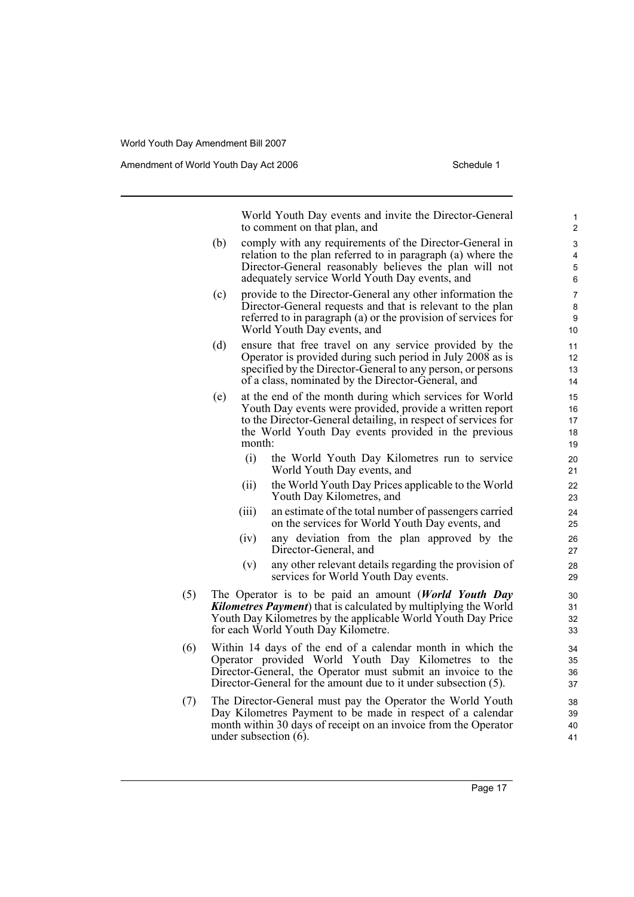World Youth Day events and invite the Director-General to comment on that plan, and

(b) comply with any requirements of the Director-General in relation to the plan referred to in paragraph (a) where the Director-General reasonably believes the plan will not adequately service World Youth Day events, and

(c) provide to the Director-General any other information the Director-General requests and that is relevant to the plan referred to in paragraph (a) or the provision of services for World Youth Day events, and

(d) ensure that free travel on any service provided by the Operator is provided during such period in July 2008 as is specified by the Director-General to any person, or persons of a class, nominated by the Director-General, and

(e) at the end of the month during which services for World Youth Day events were provided, provide a written report to the Director-General detailing, in respect of services for the World Youth Day events provided in the previous month:

(i) the World Youth Day Kilometres run to service World Youth Day events, and

(ii) the World Youth Day Prices applicable to the World Youth Day Kilometres, and

(iii) an estimate of the total number of passengers carried on the services for World Youth Day events, and

(iv) any deviation from the plan approved by the Director-General, and

(v) any other relevant details regarding the provision of services for World Youth Day events.

(5) The Operator is to be paid an amount (***World Youth Day Kilometres Payment***) that is calculated by multiplying the World Youth Day Kilometres by the applicable World Youth Day Price for each World Youth Day Kilometre.

(6) Within 14 days of the end of a calendar month in which the Operator provided World Youth Day Kilometres to the Director-General, the Operator must submit an invoice to the Director-General for the amount due to it under subsection (5).

(7) The Director-General must pay the Operator the World Youth Day Kilometres Payment to be made in respect of a calendar month within 30 days of receipt on an invoice from the Operator under subsection (6).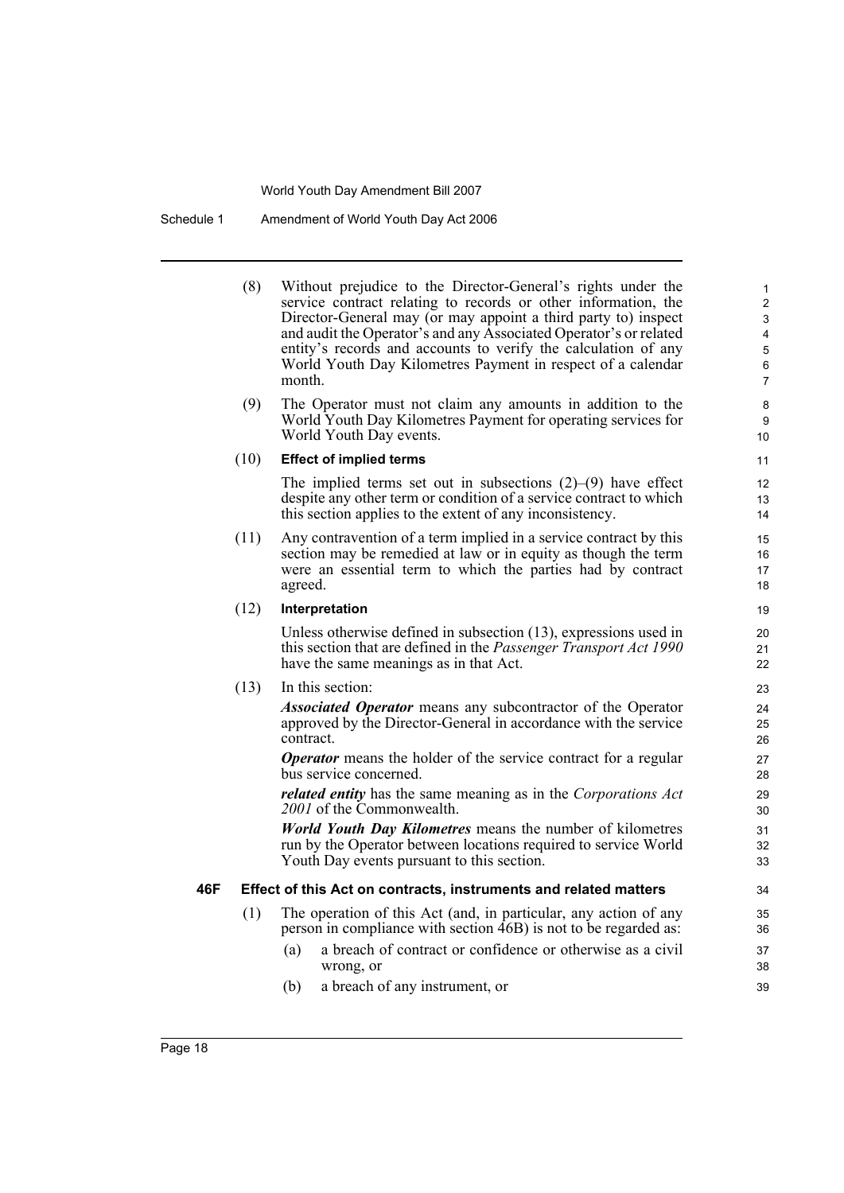(8) Without prejudice to the Director-General's rights under the service contract relating to records or other information, the Director-General may (or may appoint a third party to) inspect and audit the Operator's and any Associated Operator's or related entity's records and accounts to verify the calculation of any World Youth Day Kilometres Payment in respect of a calendar month.

(9) The Operator must not claim any amounts in addition to the World Youth Day Kilometres Payment for operating services for World Youth Day events.

(10) **Effect of implied terms**

The implied terms set out in subsections (2)–(9) have effect despite any other term or condition of a service contract to which this section applies to the extent of any inconsistency.

(11) Any contravention of a term implied in a service contract by this section may be remedied at law or in equity as though the term were an essential term to which the parties had by contract agreed.

(12) **Interpretation**

Unless otherwise defined in subsection (13), expressions used in this section that are defined in the *Passenger Transport Act 1990* have the same meanings as in that Act.

(13) In this section:

***Associated Operator*** means any subcontractor of the Operator approved by the Director-General in accordance with the service contract.

***Operator*** means the holder of the service contract for a regular bus service concerned.

***related entity*** has the same meaning as in the *Corporations Act 2001* of the Commonwealth.

***World Youth Day Kilometres*** means the number of kilometres run by the Operator between locations required to service World Youth Day events pursuant to this section.

**46F Effect of this Act on contracts, instruments and related matters**

(1) The operation of this Act (and, in particular, any action of any person in compliance with section 46B) is not to be regarded as:

(a) a breach of contract or confidence or otherwise as a civil wrong, or

(b) a breach of any instrument, or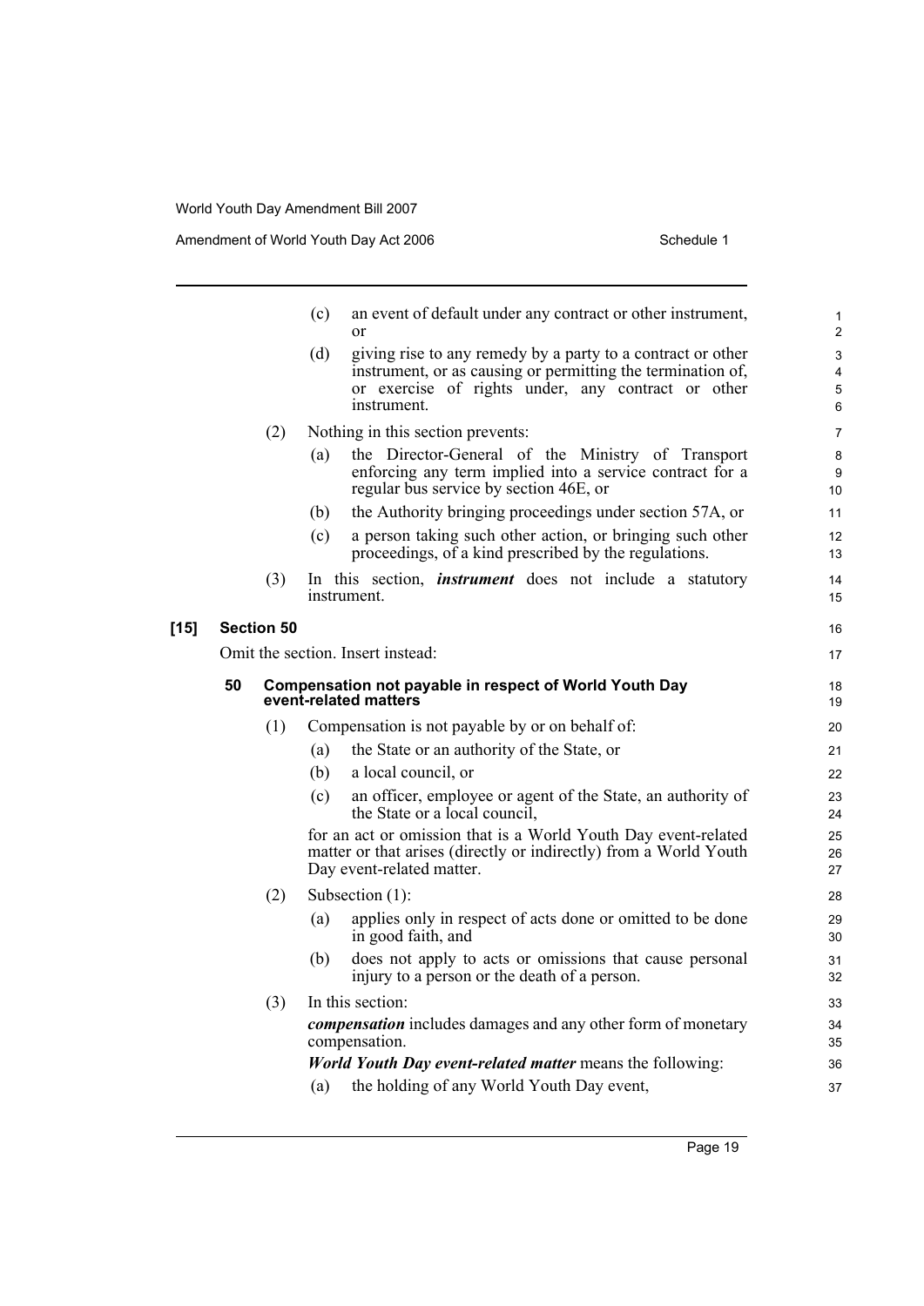(c) an event of default under any contract or other instrument, or

(d) giving rise to any remedy by a party to a contract or other instrument, or as causing or permitting the termination of, or exercise of rights under, any contract or other instrument.

(2) Nothing in this section prevents:

(a) the Director-General of the Ministry of Transport enforcing any term implied into a service contract for a regular bus service by section 46E, or

(b) the Authority bringing proceedings under section 57A, or

(c) a person taking such other action, or bringing such other proceedings, of a kind prescribed by the regulations.

(3) In this section, ***instrument*** does not include a statutory instrument.

**[15] Section 50**

Omit the section. Insert instead:

**50 Compensation not payable in respect of World Youth Day event-related matters**

(1) Compensation is not payable by or on behalf of:

(a) the State or an authority of the State, or

(b) a local council, or

(c) an officer, employee or agent of the State, an authority of the State or a local council,

for an act or omission that is a World Youth Day event-related matter or that arises (directly or indirectly) from a World Youth Day event-related matter.

(2) Subsection (1):

(a) applies only in respect of acts done or omitted to be done in good faith, and

(b) does not apply to acts or omissions that cause personal injury to a person or the death of a person.

(3) In this section:

***compensation*** includes damages and any other form of monetary compensation.

***World Youth Day event-related matter*** means the following:

(a) the holding of any World Youth Day event,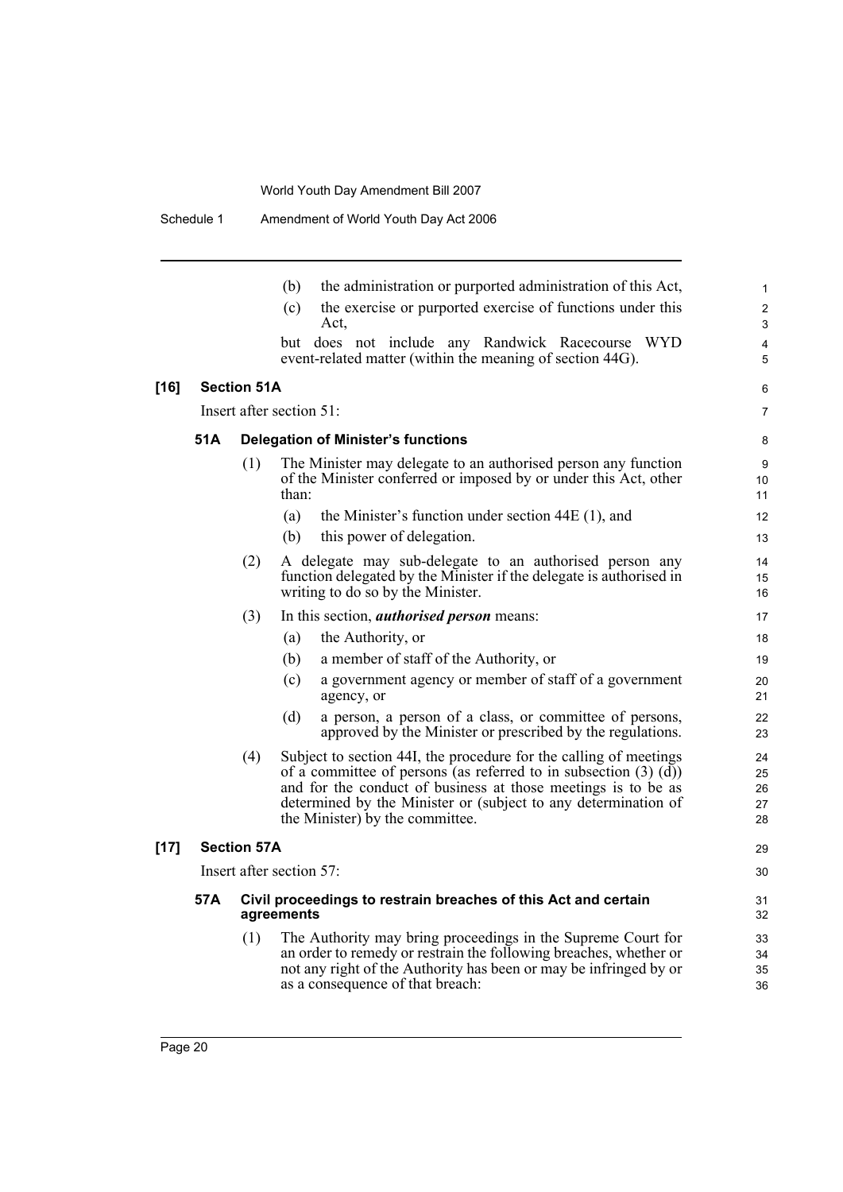(b) the administration or purported administration of this Act,

(c) the exercise or purported exercise of functions under this Act,

but does not include any Randwick Racecourse WYD event-related matter (within the meaning of section 44G).

**[16] Section 51A**

Insert after section 51:

### 51A Delegation of Minister's functions

(1) The Minister may delegate to an authorised person any function of the Minister conferred or imposed by or under this Act, other than:

(a) the Minister's function under section 44E (1), and

(b) this power of delegation.

(2) A delegate may sub-delegate to an authorised person any function delegated by the Minister if the delegate is authorised in writing to do so by the Minister.

(3) In this section, ***authorised person*** means:

(a) the Authority, or

(b) a member of staff of the Authority, or

(c) a government agency or member of staff of a government agency, or

(d) a person, a person of a class, or committee of persons, approved by the Minister or prescribed by the regulations.

(4) Subject to section 44I, the procedure for the calling of meetings of a committee of persons (as referred to in subsection (3) (d)) and for the conduct of business at those meetings is to be as determined by the Minister or (subject to any determination of the Minister) by the committee.

**[17] Section 57A**

Insert after section 57:

### 57A Civil proceedings to restrain breaches of this Act and certain agreements

(1) The Authority may bring proceedings in the Supreme Court for an order to remedy or restrain the following breaches, whether or not any right of the Authority has been or may be infringed by or as a consequence of that breach: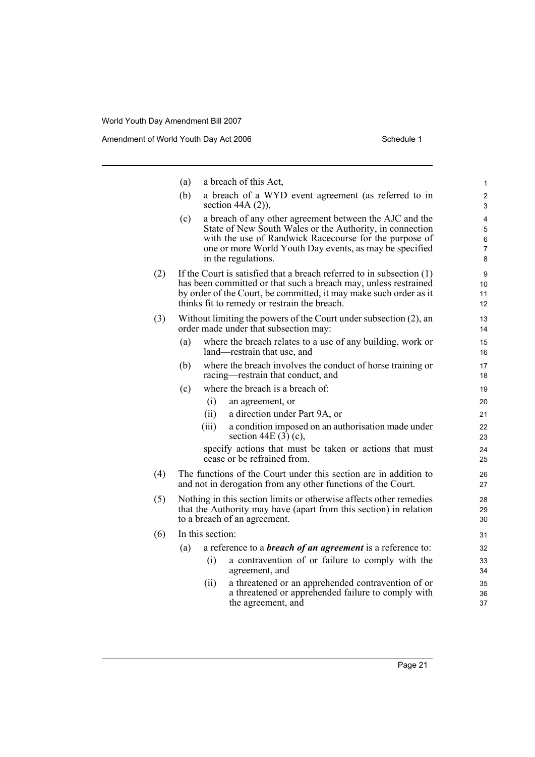(a) a breach of this Act,

(b) a breach of a WYD event agreement (as referred to in section 44A (2)),

(c) a breach of any other agreement between the AJC and the State of New South Wales or the Authority, in connection with the use of Randwick Racecourse for the purpose of one or more World Youth Day events, as may be specified in the regulations.

(2) If the Court is satisfied that a breach referred to in subsection (1) has been committed or that such a breach may, unless restrained by order of the Court, be committed, it may make such order as it thinks fit to remedy or restrain the breach.

(3) Without limiting the powers of the Court under subsection (2), an order made under that subsection may:

(a) where the breach relates to a use of any building, work or land—restrain that use, and

(b) where the breach involves the conduct of horse training or racing—restrain that conduct, and

(c) where the breach is a breach of:

(i) an agreement, or

(ii) a direction under Part 9A, or

(iii) a condition imposed on an authorisation made under section 44E (3) (c),

specify actions that must be taken or actions that must cease or be refrained from.

(4) The functions of the Court under this section are in addition to and not in derogation from any other functions of the Court.

(5) Nothing in this section limits or otherwise affects other remedies that the Authority may have (apart from this section) in relation to a breach of an agreement.

(6) In this section:

(a) a reference to a ***breach of an agreement*** is a reference to:

(i) a contravention of or failure to comply with the agreement, and

(ii) a threatened or an apprehended contravention of or a threatened or apprehended failure to comply with the agreement, and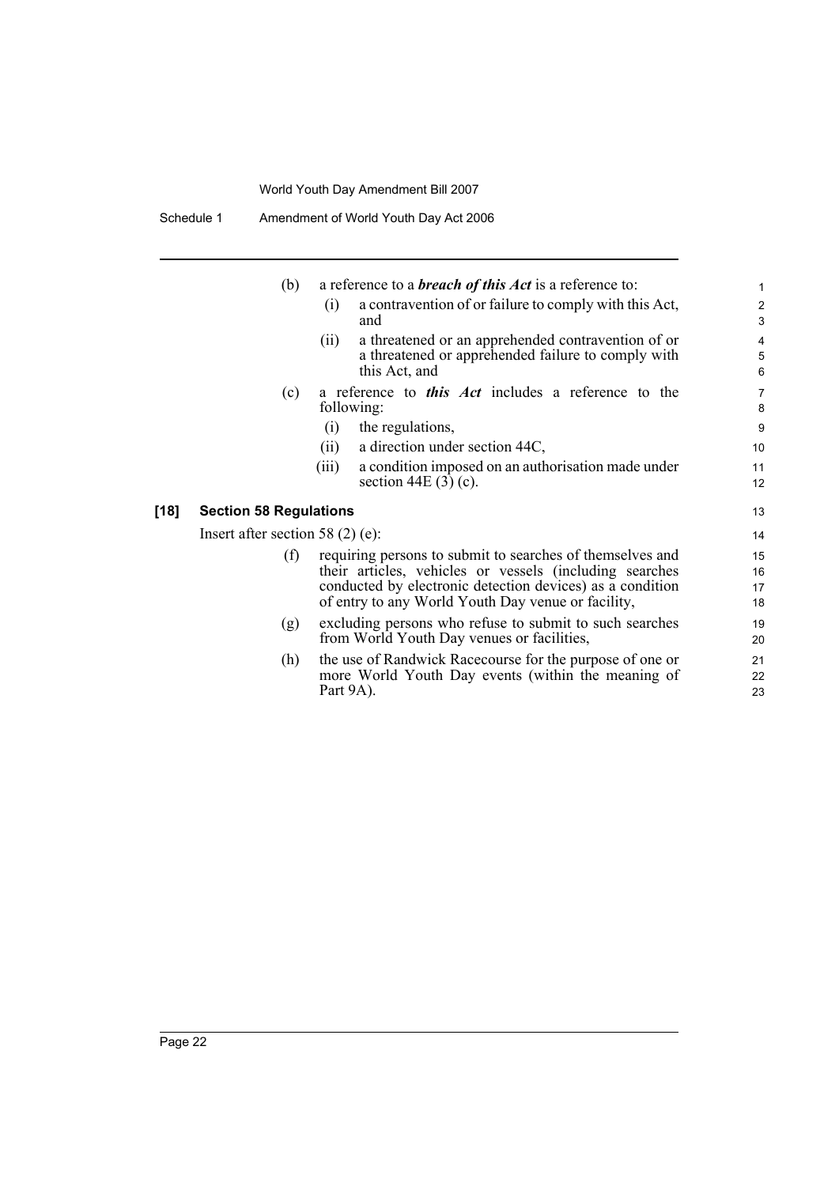(b) a reference to a ***breach of this Act*** is a reference to:

(i) a contravention of or failure to comply with this Act, and

(ii) a threatened or an apprehended contravention of or a threatened or apprehended failure to comply with this Act, and

(c) a reference to ***this Act*** includes a reference to the following:

(i) the regulations,

(ii) a direction under section 44C,

(iii) a condition imposed on an authorisation made under section 44E (3) (c).

**[18] Section 58 Regulations**

Insert after section 58 (2) (e):

(f) requiring persons to submit to searches of themselves and their articles, vehicles or vessels (including searches conducted by electronic detection devices) as a condition of entry to any World Youth Day venue or facility,

(g) excluding persons who refuse to submit to such searches from World Youth Day venues or facilities,

(h) the use of Randwick Racecourse for the purpose of one or more World Youth Day events (within the meaning of Part 9A).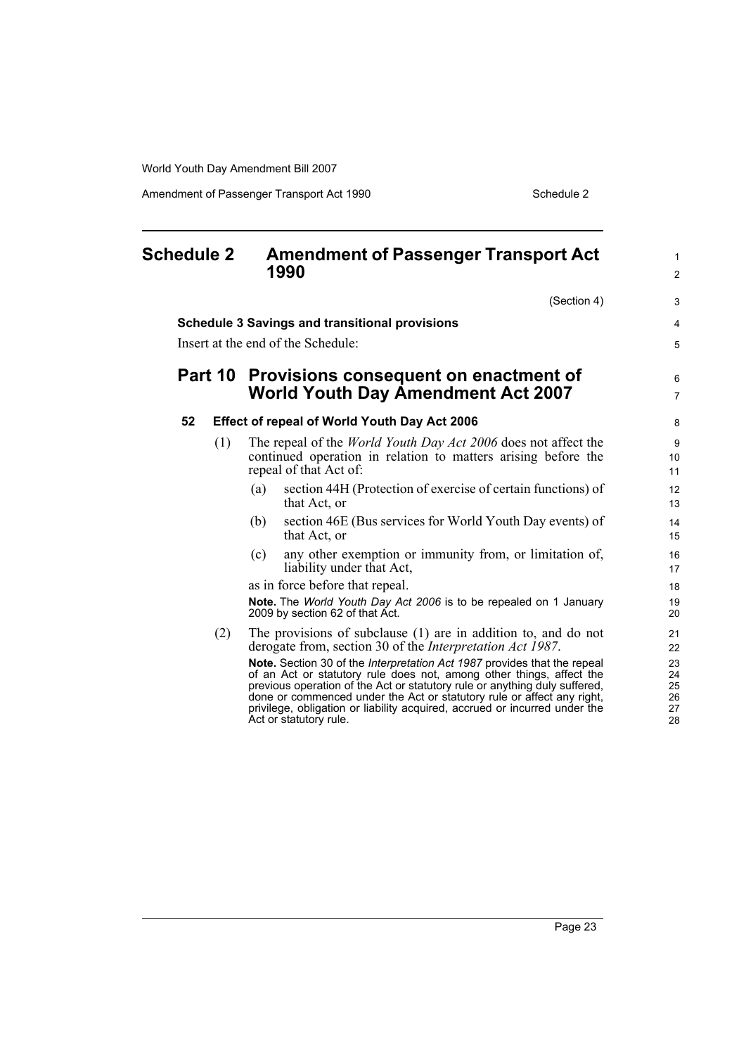# Schedule 2 Amendment of Passenger Transport Act 1990

(Section 4)

**Schedule 3 Savings and transitional provisions**

Insert at the end of the Schedule:

## Part 10 Provisions consequent on enactment of World Youth Day Amendment Act 2007

### 52 Effect of repeal of World Youth Day Act 2006

(1) The repeal of the *World Youth Day Act 2006* does not affect the continued operation in relation to matters arising before the repeal of that Act of:

(a) section 44H (Protection of exercise of certain functions) of that Act, or

(b) section 46E (Bus services for World Youth Day events) of that Act, or

(c) any other exemption or immunity from, or limitation of, liability under that Act,

as in force before that repeal.

**Note.** The *World Youth Day Act 2006* is to be repealed on 1 January 2009 by section 62 of that Act.

(2) The provisions of subclause (1) are in addition to, and do not derogate from, section 30 of the *Interpretation Act 1987*.

**Note.** Section 30 of the *Interpretation Act 1987* provides that the repeal of an Act or statutory rule does not, among other things, affect the previous operation of the Act or statutory rule or anything duly suffered, done or commenced under the Act or statutory rule or affect any right, privilege, obligation or liability acquired, accrued or incurred under the Act or statutory rule.